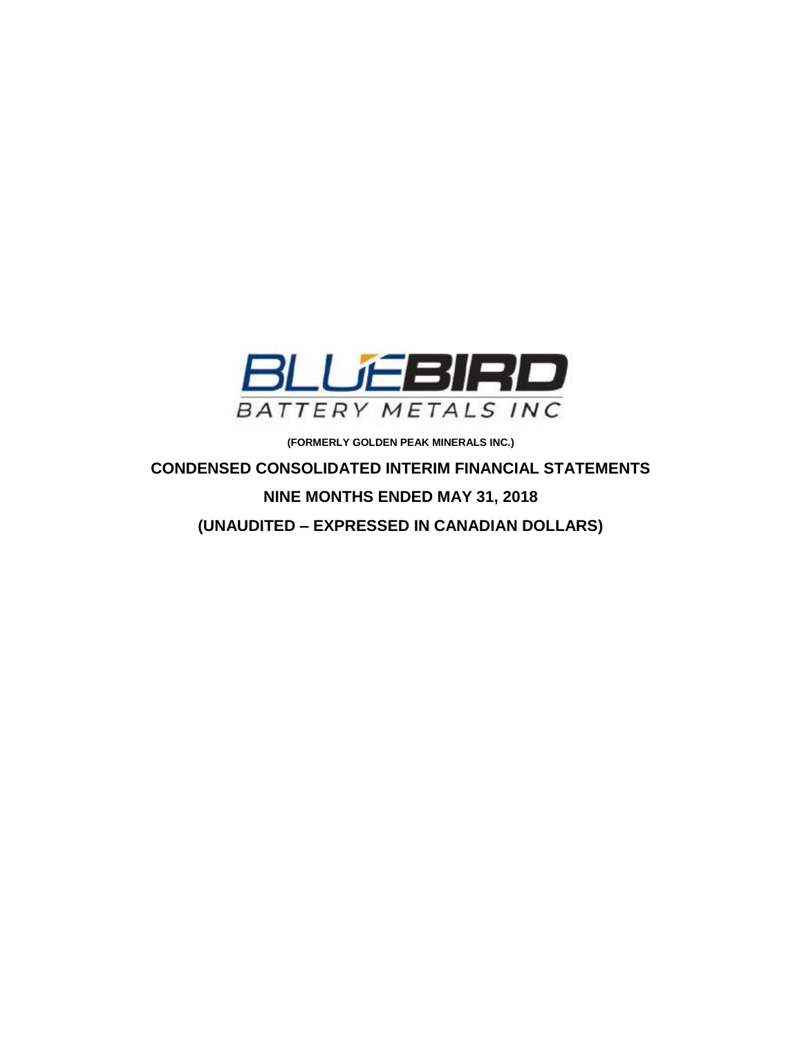BLUEBIRD BATTERY METALS INC

**(FORMERLY GOLDEN PEAK MINERALS INC.)**

# CONDENSED CONSOLIDATED INTERIM FINANCIAL STATEMENTS

## NINE MONTHS ENDED MAY 31, 2018

## (UNAUDITED – EXPRESSED IN CANADIAN DOLLARS)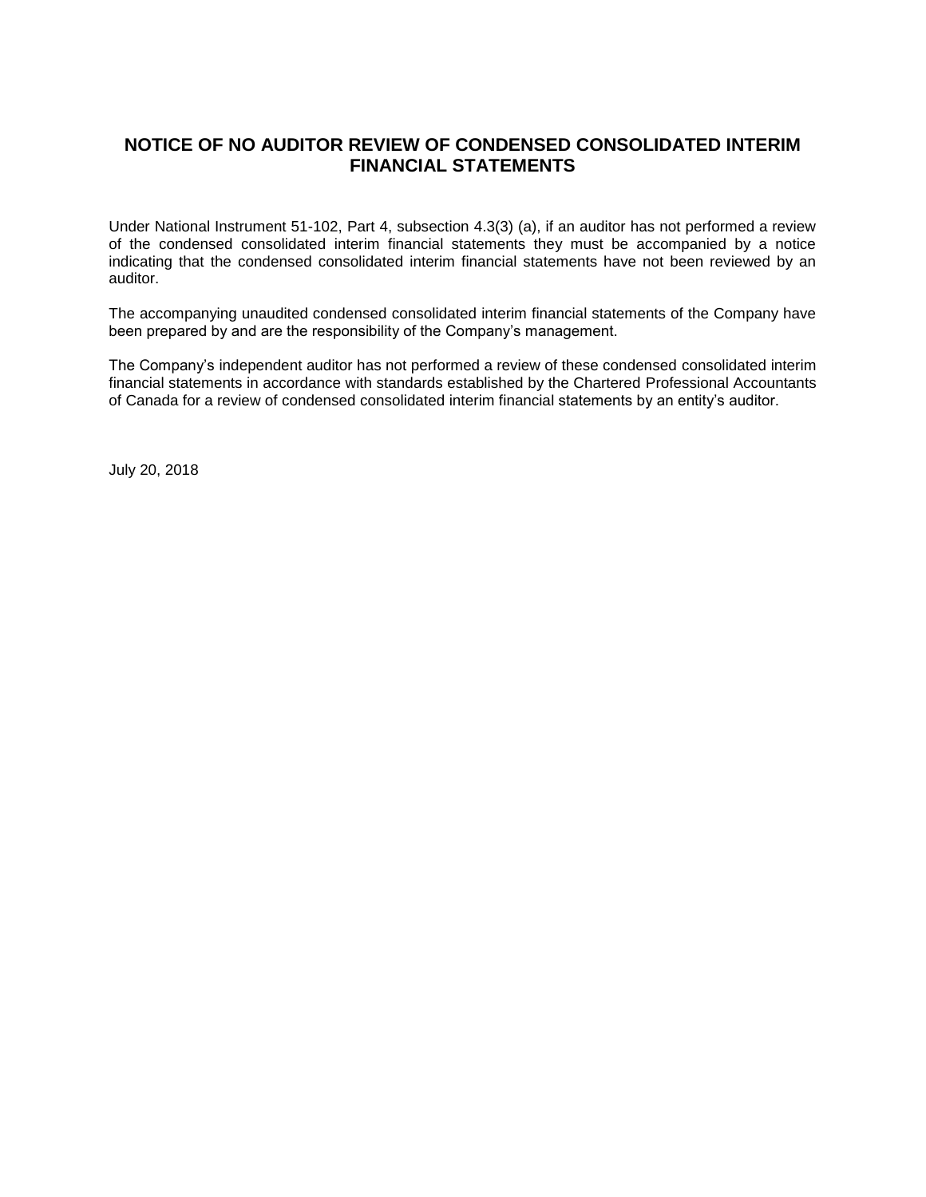# NOTICE OF NO AUDITOR REVIEW OF CONDENSED CONSOLIDATED INTERIM FINANCIAL STATEMENTS

Under National Instrument 51-102, Part 4, subsection 4.3(3) (a), if an auditor has not performed a review of the condensed consolidated interim financial statements they must be accompanied by a notice indicating that the condensed consolidated interim financial statements have not been reviewed by an auditor.

The accompanying unaudited condensed consolidated interim financial statements of the Company have been prepared by and are the responsibility of the Company's management.

The Company's independent auditor has not performed a review of these condensed consolidated interim financial statements in accordance with standards established by the Chartered Professional Accountants of Canada for a review of condensed consolidated interim financial statements by an entity's auditor.

July 20, 2018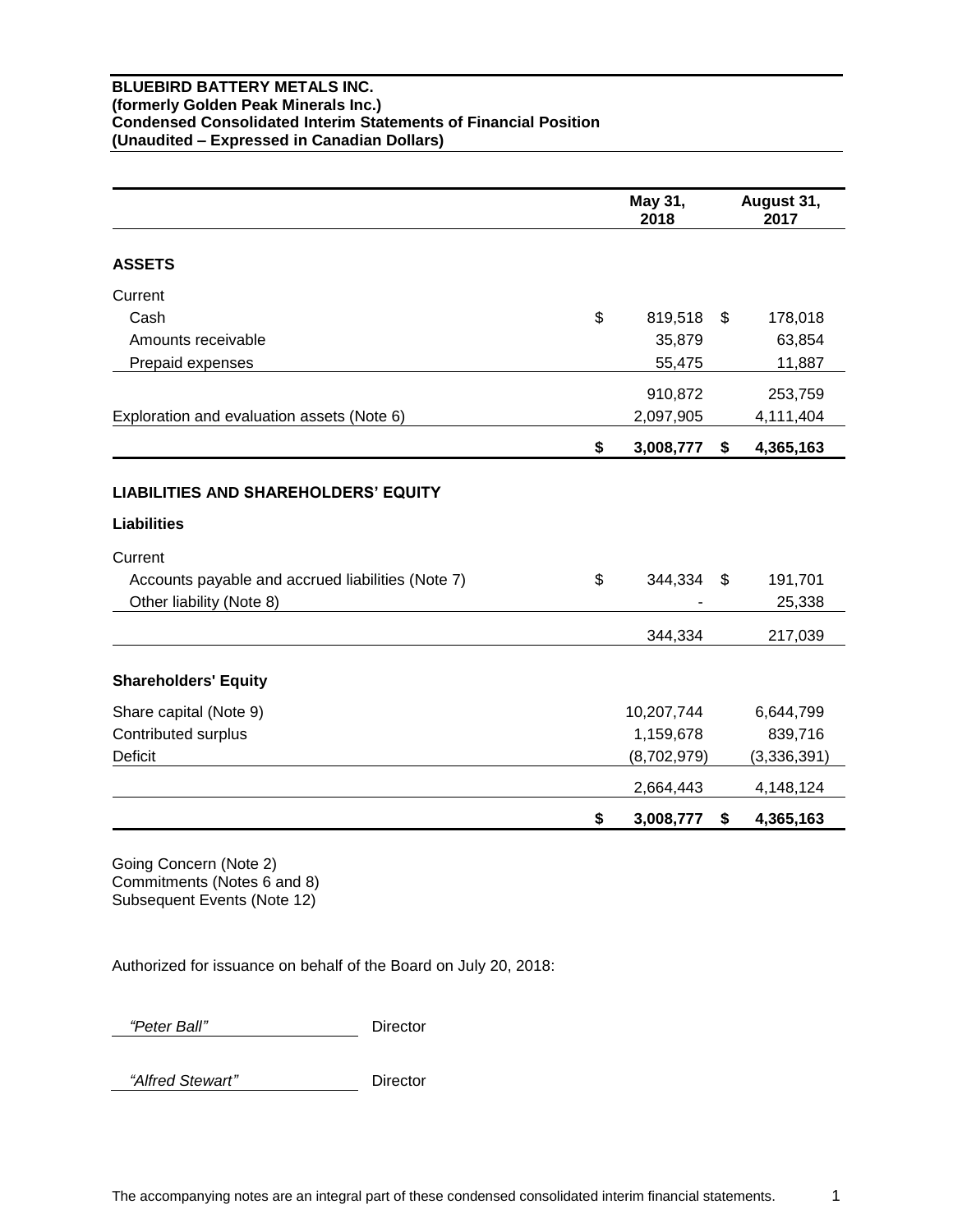**BLUEBIRD BATTERY METALS INC.**
**(formerly Golden Peak Minerals Inc.)**
**Condensed Consolidated Interim Statements of Financial Position**
**(Unaudited – Expressed in Canadian Dollars)**

| | May 31, 2018 | August 31, 2017 |
|---|---|---|
| **ASSETS** | | |
| Current | | |
| Cash | $ 819,518 | $ 178,018 |
| Amounts receivable | 35,879 | 63,854 |
| Prepaid expenses | 55,475 | 11,887 |
| | 910,872 | 253,759 |
| Exploration and evaluation assets (Note 6) | 2,097,905 | 4,111,404 |
| | **$ 3,008,777** | **$ 4,365,163** |
| **LIABILITIES AND SHAREHOLDERS' EQUITY** | | |
| **Liabilities** | | |
| Current | | |
| Accounts payable and accrued liabilities (Note 7) | $ 344,334 | $ 191,701 |
| Other liability (Note 8) | - | 25,338 |
| | 344,334 | 217,039 |
| **Shareholders' Equity** | | |
| Share capital (Note 9) | 10,207,744 | 6,644,799 |
| Contributed surplus | 1,159,678 | 839,716 |
| Deficit | (8,702,979) | (3,336,391) |
| | 2,664,443 | 4,148,124 |
| | **$ 3,008,777** | **$ 4,365,163** |

Going Concern (Note 2)
Commitments (Notes 6 and 8)
Subsequent Events (Note 12)

Authorized for issuance on behalf of the Board on July 20, 2018:

*"Peter Ball"* Director

*"Alfred Stewart"* Director

The accompanying notes are an integral part of these condensed consolidated interim financial statements.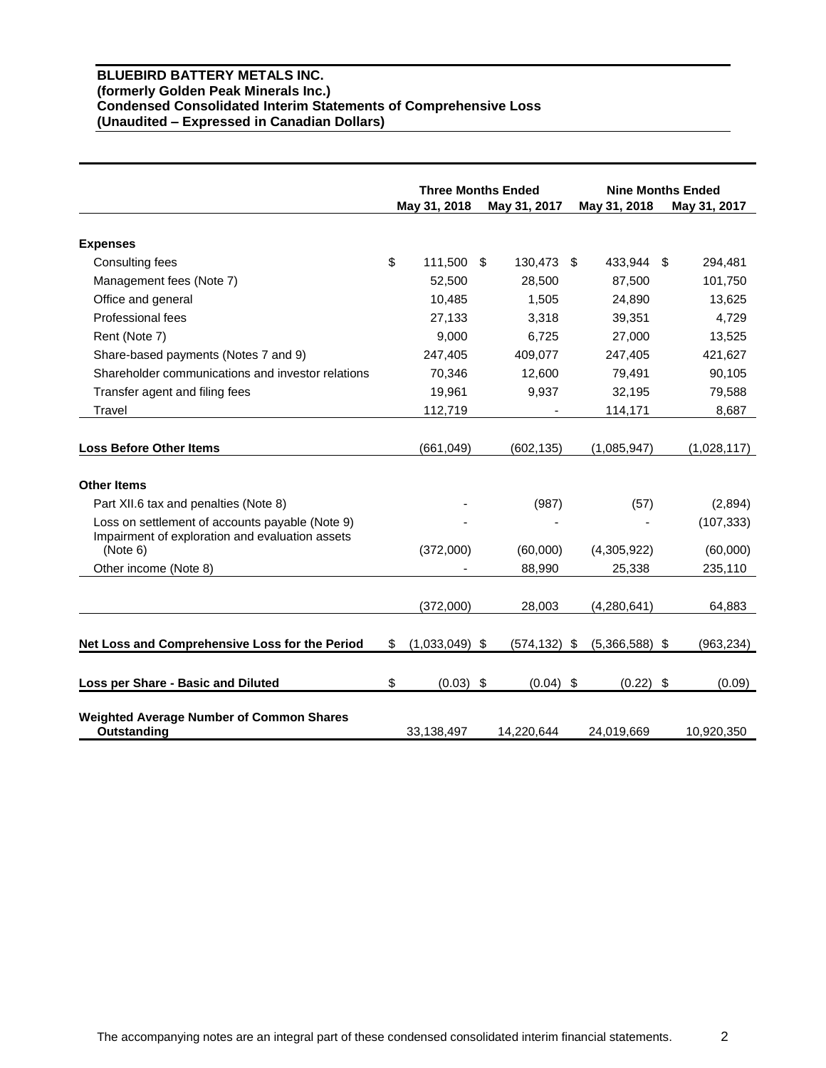**BLUEBIRD BATTERY METALS INC.**
**(formerly Golden Peak Minerals Inc.)**
**Condensed Consolidated Interim Statements of Comprehensive Loss**
**(Unaudited – Expressed in Canadian Dollars)**

| | Three Months Ended | | Nine Months Ended | |
|---|---|---|---|---|
| | May 31, 2018 | May 31, 2017 | May 31, 2018 | May 31, 2017 |
| **Expenses** | | | | |
| Consulting fees | $ 111,500 | $ 130,473 | $ 433,944 | $ 294,481 |
| Management fees (Note 7) | 52,500 | 28,500 | 87,500 | 101,750 |
| Office and general | 10,485 | 1,505 | 24,890 | 13,625 |
| Professional fees | 27,133 | 3,318 | 39,351 | 4,729 |
| Rent (Note 7) | 9,000 | 6,725 | 27,000 | 13,525 |
| Share-based payments (Notes 7 and 9) | 247,405 | 409,077 | 247,405 | 421,627 |
| Shareholder communications and investor relations | 70,346 | 12,600 | 79,491 | 90,105 |
| Transfer agent and filing fees | 19,961 | 9,937 | 32,195 | 79,588 |
| Travel | 112,719 | - | 114,171 | 8,687 |
| **Loss Before Other Items** | (661,049) | (602,135) | (1,085,947) | (1,028,117) |
| **Other Items** | | | | |
| Part XII.6 tax and penalties (Note 8) | - | (987) | (57) | (2,894) |
| Loss on settlement of accounts payable (Note 9) | - | - | - | (107,333) |
| Impairment of exploration and evaluation assets (Note 6) | (372,000) | (60,000) | (4,305,922) | (60,000) |
| Other income (Note 8) | - | 88,990 | 25,338 | 235,110 |
| | (372,000) | 28,003 | (4,280,641) | 64,883 |
| **Net Loss and Comprehensive Loss for the Period** | $ (1,033,049) | $ (574,132) | $ (5,366,588) | $ (963,234) |
| **Loss per Share - Basic and Diluted** | $ (0.03) | $ (0.04) | $ (0.22) | $ (0.09) |
| **Weighted Average Number of Common Shares Outstanding** | 33,138,497 | 14,220,644 | 24,019,669 | 10,920,350 |

The accompanying notes are an integral part of these condensed consolidated interim financial statements.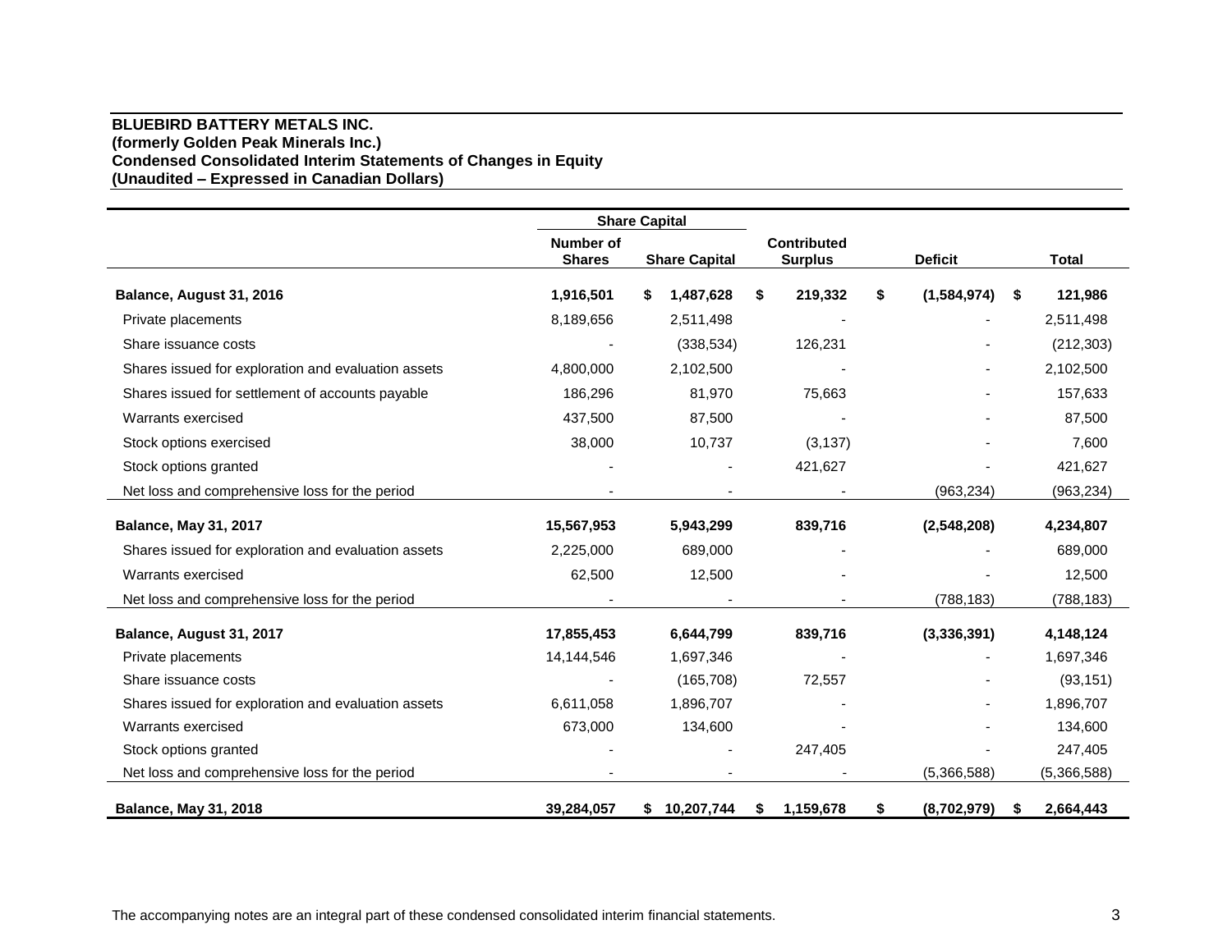**BLUEBIRD BATTERY METALS INC.**
**(formerly Golden Peak Minerals Inc.)**
**Condensed Consolidated Interim Statements of Changes in Equity**
**(Unaudited – Expressed in Canadian Dollars)**

| | Share Capital | | | | |
|---|---|---|---|---|---|
| | Number of Shares | Share Capital | Contributed Surplus | Deficit | Total |
| **Balance, August 31, 2016** | **1,916,501** | **$ 1,487,628** | **$ 219,332** | **$ (1,584,974)** | **$ 121,986** |
| Private placements | 8,189,656 | 2,511,498 | - | - | 2,511,498 |
| Share issuance costs | - | (338,534) | 126,231 | - | (212,303) |
| Shares issued for exploration and evaluation assets | 4,800,000 | 2,102,500 | - | - | 2,102,500 |
| Shares issued for settlement of accounts payable | 186,296 | 81,970 | 75,663 | - | 157,633 |
| Warrants exercised | 437,500 | 87,500 | - | - | 87,500 |
| Stock options exercised | 38,000 | 10,737 | (3,137) | - | 7,600 |
| Stock options granted | - | - | 421,627 | - | 421,627 |
| Net loss and comprehensive loss for the period | - | - | - | (963,234) | (963,234) |
| **Balance, May 31, 2017** | **15,567,953** | **5,943,299** | **839,716** | **(2,548,208)** | **4,234,807** |
| Shares issued for exploration and evaluation assets | 2,225,000 | 689,000 | - | - | 689,000 |
| Warrants exercised | 62,500 | 12,500 | - | - | 12,500 |
| Net loss and comprehensive loss for the period | - | - | - | (788,183) | (788,183) |
| **Balance, August 31, 2017** | **17,855,453** | **6,644,799** | **839,716** | **(3,336,391)** | **4,148,124** |
| Private placements | 14,144,546 | 1,697,346 | - | - | 1,697,346 |
| Share issuance costs | - | (165,708) | 72,557 | - | (93,151) |
| Shares issued for exploration and evaluation assets | 6,611,058 | 1,896,707 | - | - | 1,896,707 |
| Warrants exercised | 673,000 | 134,600 | - | - | 134,600 |
| Stock options granted | - | - | 247,405 | - | 247,405 |
| Net loss and comprehensive loss for the period | - | - | - | (5,366,588) | (5,366,588) |
| **Balance, May 31, 2018** | **39,284,057** | **$ 10,207,744** | **$ 1,159,678** | **$ (8,702,979)** | **$ 2,664,443** |

The accompanying notes are an integral part of these condensed consolidated interim financial statements.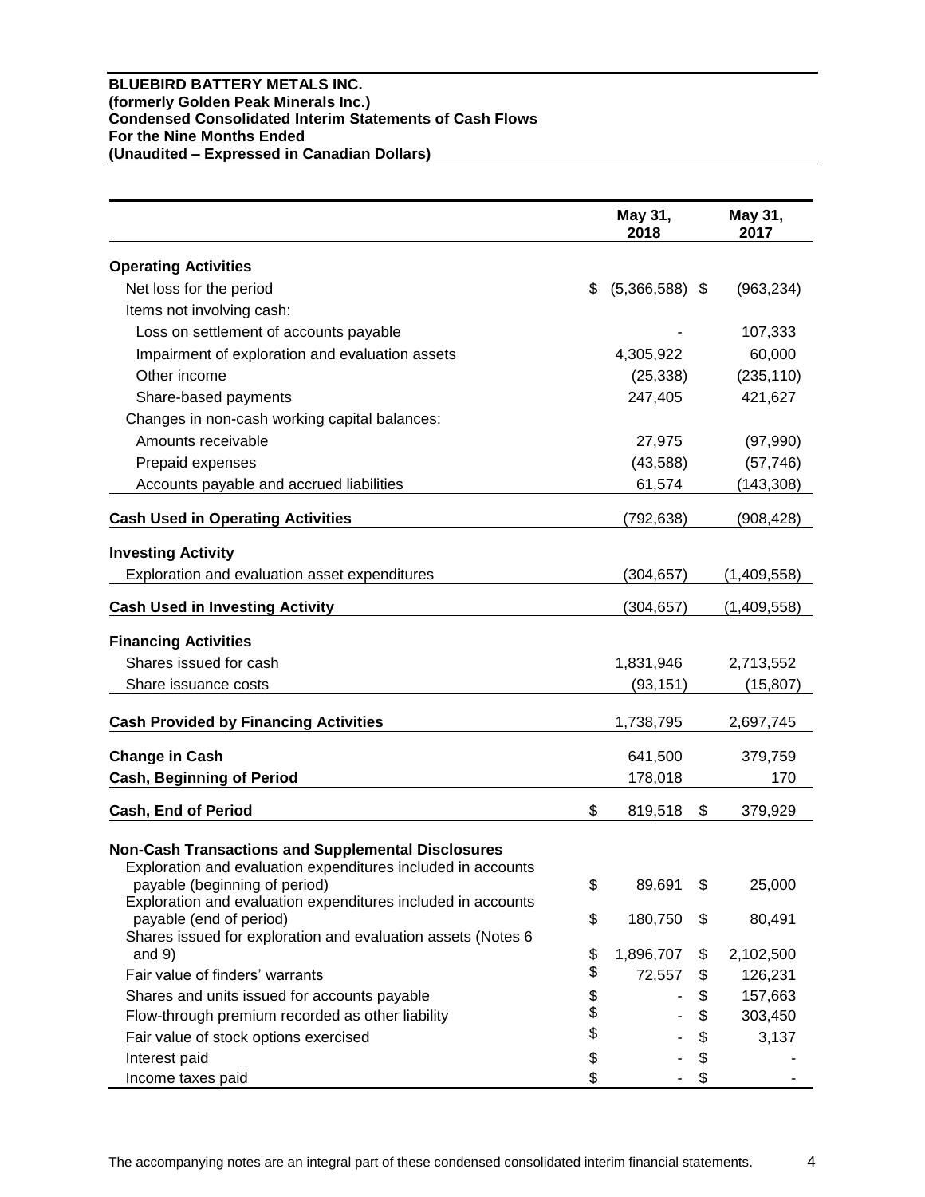**BLUEBIRD BATTERY METALS INC.**
**(formerly Golden Peak Minerals Inc.)**
**Condensed Consolidated Interim Statements of Cash Flows**
**For the Nine Months Ended**
**(Unaudited – Expressed in Canadian Dollars)**

| | May 31, 2018 | May 31, 2017 |
|---|---|---|
| **Operating Activities** | | |
| Net loss for the period | $ (5,366,588) | $ (963,234) |
| Items not involving cash: | | |
| Loss on settlement of accounts payable | - | 107,333 |
| Impairment of exploration and evaluation assets | 4,305,922 | 60,000 |
| Other income | (25,338) | (235,110) |
| Share-based payments | 247,405 | 421,627 |
| Changes in non-cash working capital balances: | | |
| Amounts receivable | 27,975 | (97,990) |
| Prepaid expenses | (43,588) | (57,746) |
| Accounts payable and accrued liabilities | 61,574 | (143,308) |
| **Cash Used in Operating Activities** | (792,638) | (908,428) |
| **Investing Activity** | | |
| Exploration and evaluation asset expenditures | (304,657) | (1,409,558) |
| **Cash Used in Investing Activity** | (304,657) | (1,409,558) |
| **Financing Activities** | | |
| Shares issued for cash | 1,831,946 | 2,713,552 |
| Share issuance costs | (93,151) | (15,807) |
| **Cash Provided by Financing Activities** | 1,738,795 | 2,697,745 |
| **Change in Cash** | 641,500 | 379,759 |
| **Cash, Beginning of Period** | 178,018 | 170 |
| **Cash, End of Period** | $ 819,518 | $ 379,929 |
| **Non-Cash Transactions and Supplemental Disclosures** | | |
| Exploration and evaluation expenditures included in accounts payable (beginning of period) | $ 89,691 | $ 25,000 |
| Exploration and evaluation expenditures included in accounts payable (end of period) | $ 180,750 | $ 80,491 |
| Shares issued for exploration and evaluation assets (Notes 6 and 9) | $ 1,896,707 | $ 2,102,500 |
| Fair value of finders' warrants | $ 72,557 | $ 126,231 |
| Shares and units issued for accounts payable | $ - | $ 157,663 |
| Flow-through premium recorded as other liability | $ - | $ 303,450 |
| Fair value of stock options exercised | $ - | $ 3,137 |
| Interest paid | $ - | $ - |
| Income taxes paid | $ - | $ - |

The accompanying notes are an integral part of these condensed consolidated interim financial statements.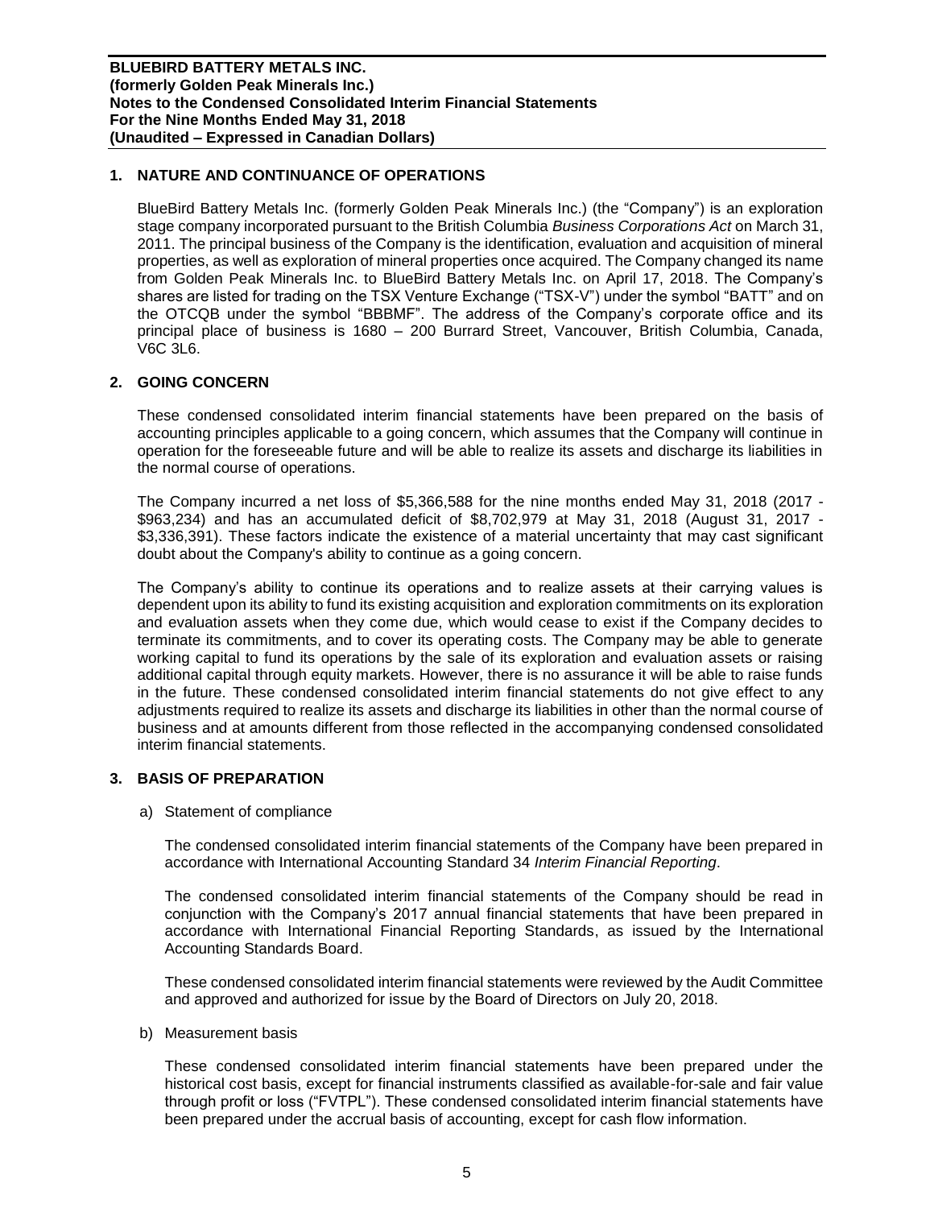## 1. NATURE AND CONTINUANCE OF OPERATIONS

BlueBird Battery Metals Inc. (formerly Golden Peak Minerals Inc.) (the "Company") is an exploration stage company incorporated pursuant to the British Columbia *Business Corporations Act* on March 31, 2011. The principal business of the Company is the identification, evaluation and acquisition of mineral properties, as well as exploration of mineral properties once acquired. The Company changed its name from Golden Peak Minerals Inc. to BlueBird Battery Metals Inc. on April 17, 2018. The Company's shares are listed for trading on the TSX Venture Exchange ("TSX-V") under the symbol "BATT" and on the OTCQB under the symbol "BBBMF". The address of the Company's corporate office and its principal place of business is 1680 – 200 Burrard Street, Vancouver, British Columbia, Canada, V6C 3L6.

## 2. GOING CONCERN

These condensed consolidated interim financial statements have been prepared on the basis of accounting principles applicable to a going concern, which assumes that the Company will continue in operation for the foreseeable future and will be able to realize its assets and discharge its liabilities in the normal course of operations.

The Company incurred a net loss of $5,366,588 for the nine months ended May 31, 2018 (2017 - $963,234) and has an accumulated deficit of $8,702,979 at May 31, 2018 (August 31, 2017 - $3,336,391). These factors indicate the existence of a material uncertainty that may cast significant doubt about the Company's ability to continue as a going concern.

The Company's ability to continue its operations and to realize assets at their carrying values is dependent upon its ability to fund its existing acquisition and exploration commitments on its exploration and evaluation assets when they come due, which would cease to exist if the Company decides to terminate its commitments, and to cover its operating costs. The Company may be able to generate working capital to fund its operations by the sale of its exploration and evaluation assets or raising additional capital through equity markets. However, there is no assurance it will be able to raise funds in the future. These condensed consolidated interim financial statements do not give effect to any adjustments required to realize its assets and discharge its liabilities in other than the normal course of business and at amounts different from those reflected in the accompanying condensed consolidated interim financial statements.

## 3. BASIS OF PREPARATION

a) Statement of compliance

The condensed consolidated interim financial statements of the Company have been prepared in accordance with International Accounting Standard 34 *Interim Financial Reporting*.

The condensed consolidated interim financial statements of the Company should be read in conjunction with the Company's 2017 annual financial statements that have been prepared in accordance with International Financial Reporting Standards, as issued by the International Accounting Standards Board.

These condensed consolidated interim financial statements were reviewed by the Audit Committee and approved and authorized for issue by the Board of Directors on July 20, 2018.

b) Measurement basis

These condensed consolidated interim financial statements have been prepared under the historical cost basis, except for financial instruments classified as available-for-sale and fair value through profit or loss ("FVTPL"). These condensed consolidated interim financial statements have been prepared under the accrual basis of accounting, except for cash flow information.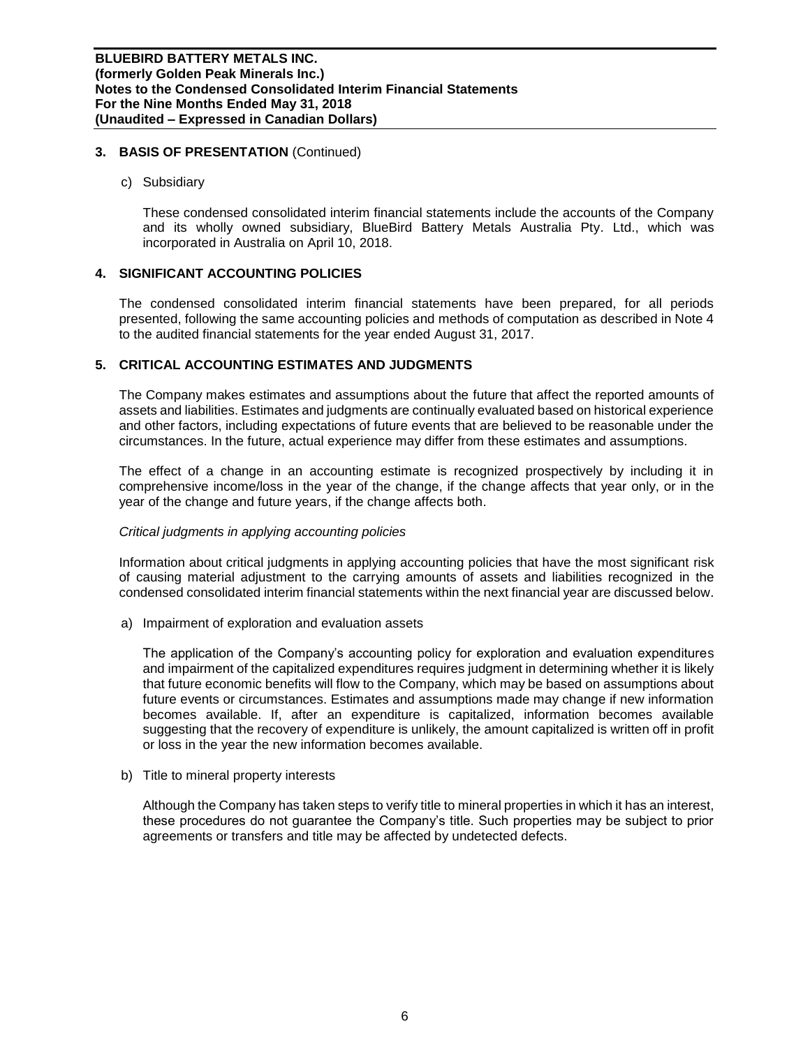## 3. BASIS OF PRESENTATION (Continued)

c) Subsidiary

These condensed consolidated interim financial statements include the accounts of the Company and its wholly owned subsidiary, BlueBird Battery Metals Australia Pty. Ltd., which was incorporated in Australia on April 10, 2018.

## 4. SIGNIFICANT ACCOUNTING POLICIES

The condensed consolidated interim financial statements have been prepared, for all periods presented, following the same accounting policies and methods of computation as described in Note 4 to the audited financial statements for the year ended August 31, 2017.

## 5. CRITICAL ACCOUNTING ESTIMATES AND JUDGMENTS

The Company makes estimates and assumptions about the future that affect the reported amounts of assets and liabilities. Estimates and judgments are continually evaluated based on historical experience and other factors, including expectations of future events that are believed to be reasonable under the circumstances. In the future, actual experience may differ from these estimates and assumptions.

The effect of a change in an accounting estimate is recognized prospectively by including it in comprehensive income/loss in the year of the change, if the change affects that year only, or in the year of the change and future years, if the change affects both.

*Critical judgments in applying accounting policies*

Information about critical judgments in applying accounting policies that have the most significant risk of causing material adjustment to the carrying amounts of assets and liabilities recognized in the condensed consolidated interim financial statements within the next financial year are discussed below.

a) Impairment of exploration and evaluation assets

The application of the Company's accounting policy for exploration and evaluation expenditures and impairment of the capitalized expenditures requires judgment in determining whether it is likely that future economic benefits will flow to the Company, which may be based on assumptions about future events or circumstances. Estimates and assumptions made may change if new information becomes available. If, after an expenditure is capitalized, information becomes available suggesting that the recovery of expenditure is unlikely, the amount capitalized is written off in profit or loss in the year the new information becomes available.

b) Title to mineral property interests

Although the Company has taken steps to verify title to mineral properties in which it has an interest, these procedures do not guarantee the Company's title. Such properties may be subject to prior agreements or transfers and title may be affected by undetected defects.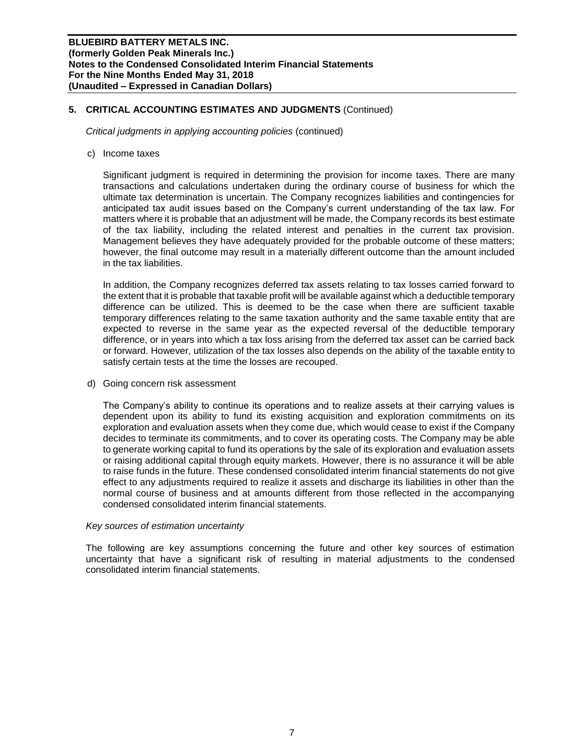## 5. CRITICAL ACCOUNTING ESTIMATES AND JUDGMENTS (Continued)

*Critical judgments in applying accounting policies* (continued)

c) Income taxes

Significant judgment is required in determining the provision for income taxes. There are many transactions and calculations undertaken during the ordinary course of business for which the ultimate tax determination is uncertain. The Company recognizes liabilities and contingencies for anticipated tax audit issues based on the Company's current understanding of the tax law. For matters where it is probable that an adjustment will be made, the Company records its best estimate of the tax liability, including the related interest and penalties in the current tax provision. Management believes they have adequately provided for the probable outcome of these matters; however, the final outcome may result in a materially different outcome than the amount included in the tax liabilities.

In addition, the Company recognizes deferred tax assets relating to tax losses carried forward to the extent that it is probable that taxable profit will be available against which a deductible temporary difference can be utilized. This is deemed to be the case when there are sufficient taxable temporary differences relating to the same taxation authority and the same taxable entity that are expected to reverse in the same year as the expected reversal of the deductible temporary difference, or in years into which a tax loss arising from the deferred tax asset can be carried back or forward. However, utilization of the tax losses also depends on the ability of the taxable entity to satisfy certain tests at the time the losses are recouped.

d) Going concern risk assessment

The Company's ability to continue its operations and to realize assets at their carrying values is dependent upon its ability to fund its existing acquisition and exploration commitments on its exploration and evaluation assets when they come due, which would cease to exist if the Company decides to terminate its commitments, and to cover its operating costs. The Company may be able to generate working capital to fund its operations by the sale of its exploration and evaluation assets or raising additional capital through equity markets. However, there is no assurance it will be able to raise funds in the future. These condensed consolidated interim financial statements do not give effect to any adjustments required to realize it assets and discharge its liabilities in other than the normal course of business and at amounts different from those reflected in the accompanying condensed consolidated interim financial statements.

*Key sources of estimation uncertainty*

The following are key assumptions concerning the future and other key sources of estimation uncertainty that have a significant risk of resulting in material adjustments to the condensed consolidated interim financial statements.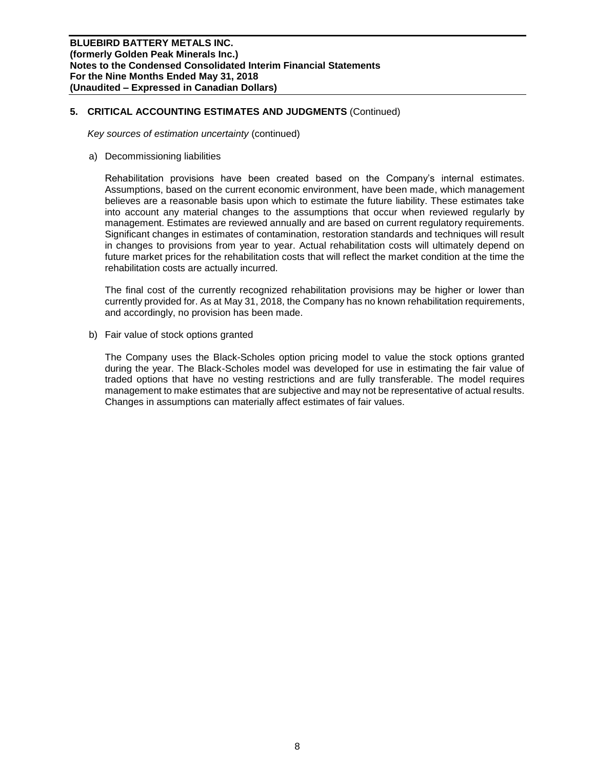## 5. CRITICAL ACCOUNTING ESTIMATES AND JUDGMENTS (Continued)

*Key sources of estimation uncertainty* (continued)

a) Decommissioning liabilities

Rehabilitation provisions have been created based on the Company's internal estimates. Assumptions, based on the current economic environment, have been made, which management believes are a reasonable basis upon which to estimate the future liability. These estimates take into account any material changes to the assumptions that occur when reviewed regularly by management. Estimates are reviewed annually and are based on current regulatory requirements. Significant changes in estimates of contamination, restoration standards and techniques will result in changes to provisions from year to year. Actual rehabilitation costs will ultimately depend on future market prices for the rehabilitation costs that will reflect the market condition at the time the rehabilitation costs are actually incurred.

The final cost of the currently recognized rehabilitation provisions may be higher or lower than currently provided for. As at May 31, 2018, the Company has no known rehabilitation requirements, and accordingly, no provision has been made.

b) Fair value of stock options granted

The Company uses the Black-Scholes option pricing model to value the stock options granted during the year. The Black-Scholes model was developed for use in estimating the fair value of traded options that have no vesting restrictions and are fully transferable. The model requires management to make estimates that are subjective and may not be representative of actual results. Changes in assumptions can materially affect estimates of fair values.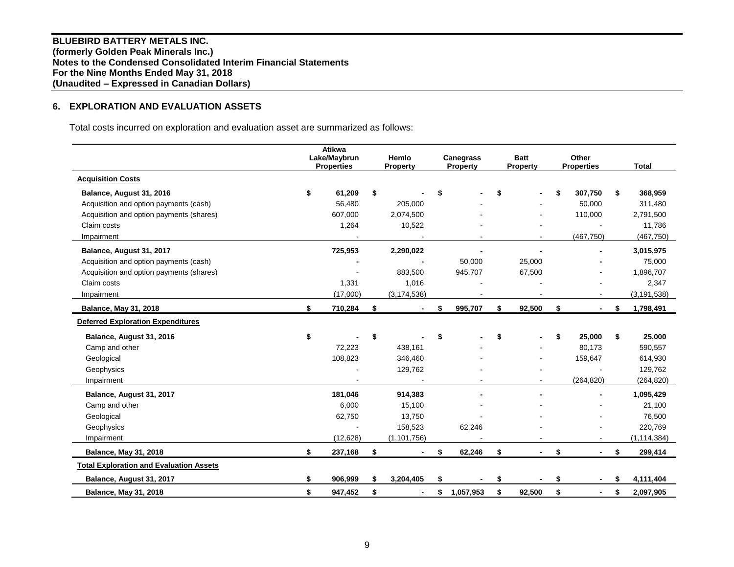**BLUEBIRD BATTERY METALS INC.**
**(formerly Golden Peak Minerals Inc.)**
**Notes to the Condensed Consolidated Interim Financial Statements**
**For the Nine Months Ended May 31, 2018**
**(Unaudited – Expressed in Canadian Dollars)**

## 6. EXPLORATION AND EVALUATION ASSETS

Total costs incurred on exploration and evaluation asset are summarized as follows:

| | Atikwa Lake/Maybrun Properties | Hemlo Property | Canegrass Property | Batt Property | Other Properties | Total |
|---|---|---|---|---|---|---|
| **Acquisition Costs** | | | | | | |
| **Balance, August 31, 2016** | **$ 61,209** | **$ -** | **$ -** | **$ -** | **$ 307,750** | **$ 368,959** |
| Acquisition and option payments (cash) | 56,480 | 205,000 | - | - | 50,000 | 311,480 |
| Acquisition and option payments (shares) | 607,000 | 2,074,500 | - | - | 110,000 | 2,791,500 |
| Claim costs | 1,264 | 10,522 | - | - | - | 11,786 |
| Impairment | - | - | - | - | (467,750) | (467,750) |
| **Balance, August 31, 2017** | **725,953** | **2,290,022** | **-** | **-** | **-** | **3,015,975** |
| Acquisition and option payments (cash) | - | - | 50,000 | 25,000 | - | 75,000 |
| Acquisition and option payments (shares) | - | 883,500 | 945,707 | 67,500 | - | 1,896,707 |
| Claim costs | 1,331 | 1,016 | - | - | - | 2,347 |
| Impairment | (17,000) | (3,174,538) | - | - | - | (3,191,538) |
| **Balance, May 31, 2018** | **$ 710,284** | **$ -** | **$ 995,707** | **$ 92,500** | **$ -** | **$ 1,798,491** |
| **Deferred Exploration Expenditures** | | | | | | |
| **Balance, August 31, 2016** | **$ -** | **$ -** | **$ -** | **$ -** | **$ 25,000** | **$ 25,000** |
| Camp and other | 72,223 | 438,161 | - | - | 80,173 | 590,557 |
| Geological | 108,823 | 346,460 | - | - | 159,647 | 614,930 |
| Geophysics | - | 129,762 | - | - | - | 129,762 |
| Impairment | - | - | - | - | (264,820) | (264,820) |
| **Balance, August 31, 2017** | **181,046** | **914,383** | **-** | **-** | **-** | **1,095,429** |
| Camp and other | 6,000 | 15,100 | - | - | - | 21,100 |
| Geological | 62,750 | 13,750 | - | - | - | 76,500 |
| Geophysics | - | 158,523 | 62,246 | - | - | 220,769 |
| Impairment | (12,628) | (1,101,756) | - | - | - | (1,114,384) |
| **Balance, May 31, 2018** | **$ 237,168** | **$ -** | **$ 62,246** | **$ -** | **$ -** | **$ 299,414** |
| **Total Exploration and Evaluation Assets** | | | | | | |
| **Balance, August 31, 2017** | **$ 906,999** | **$ 3,204,405** | **$ -** | **$ -** | **$ -** | **$ 4,111,404** |
| **Balance, May 31, 2018** | **$ 947,452** | **$ -** | **$ 1,057,953** | **$ 92,500** | **$ -** | **$ 2,097,905** |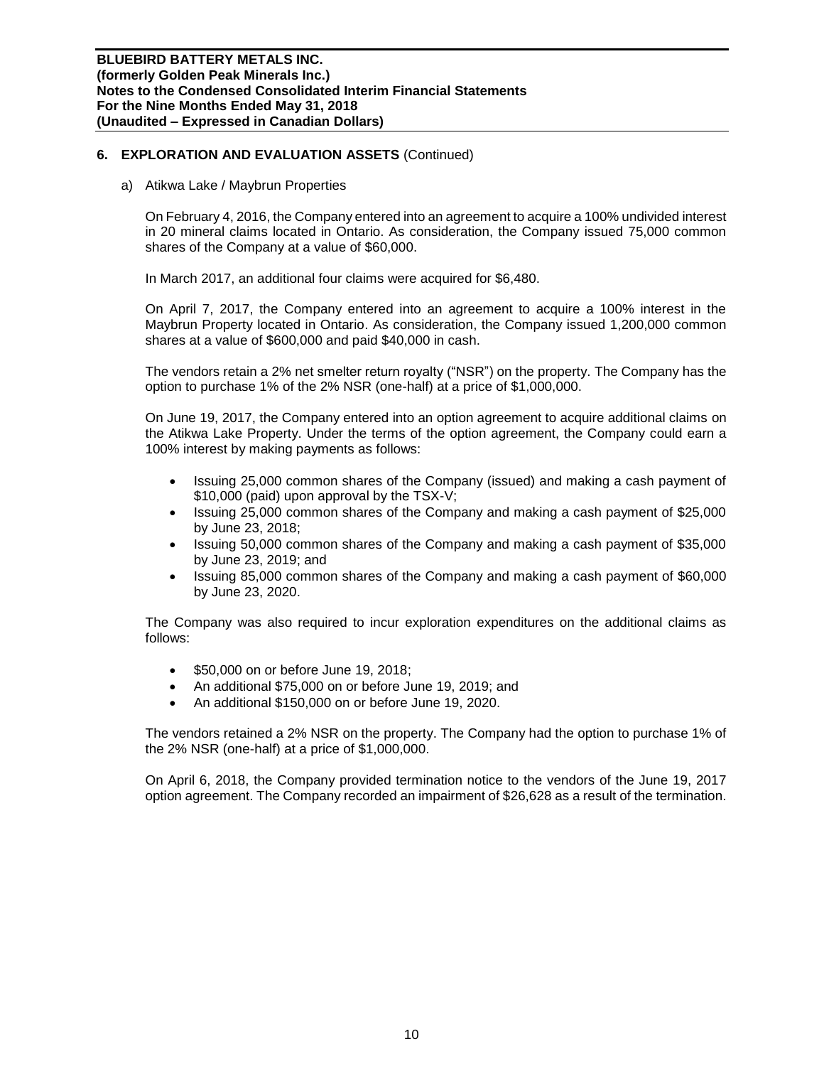## 6. EXPLORATION AND EVALUATION ASSETS (Continued)

a) Atikwa Lake / Maybrun Properties

On February 4, 2016, the Company entered into an agreement to acquire a 100% undivided interest in 20 mineral claims located in Ontario. As consideration, the Company issued 75,000 common shares of the Company at a value of $60,000.

In March 2017, an additional four claims were acquired for $6,480.

On April 7, 2017, the Company entered into an agreement to acquire a 100% interest in the Maybrun Property located in Ontario. As consideration, the Company issued 1,200,000 common shares at a value of $600,000 and paid $40,000 in cash.

The vendors retain a 2% net smelter return royalty ("NSR") on the property. The Company has the option to purchase 1% of the 2% NSR (one-half) at a price of $1,000,000.

On June 19, 2017, the Company entered into an option agreement to acquire additional claims on the Atikwa Lake Property. Under the terms of the option agreement, the Company could earn a 100% interest by making payments as follows:

- Issuing 25,000 common shares of the Company (issued) and making a cash payment of $10,000 (paid) upon approval by the TSX-V;
- Issuing 25,000 common shares of the Company and making a cash payment of $25,000 by June 23, 2018;
- Issuing 50,000 common shares of the Company and making a cash payment of $35,000 by June 23, 2019; and
- Issuing 85,000 common shares of the Company and making a cash payment of $60,000 by June 23, 2020.

The Company was also required to incur exploration expenditures on the additional claims as follows:

- $50,000 on or before June 19, 2018;
- An additional $75,000 on or before June 19, 2019; and
- An additional $150,000 on or before June 19, 2020.

The vendors retained a 2% NSR on the property. The Company had the option to purchase 1% of the 2% NSR (one-half) at a price of $1,000,000.

On April 6, 2018, the Company provided termination notice to the vendors of the June 19, 2017 option agreement. The Company recorded an impairment of $26,628 as a result of the termination.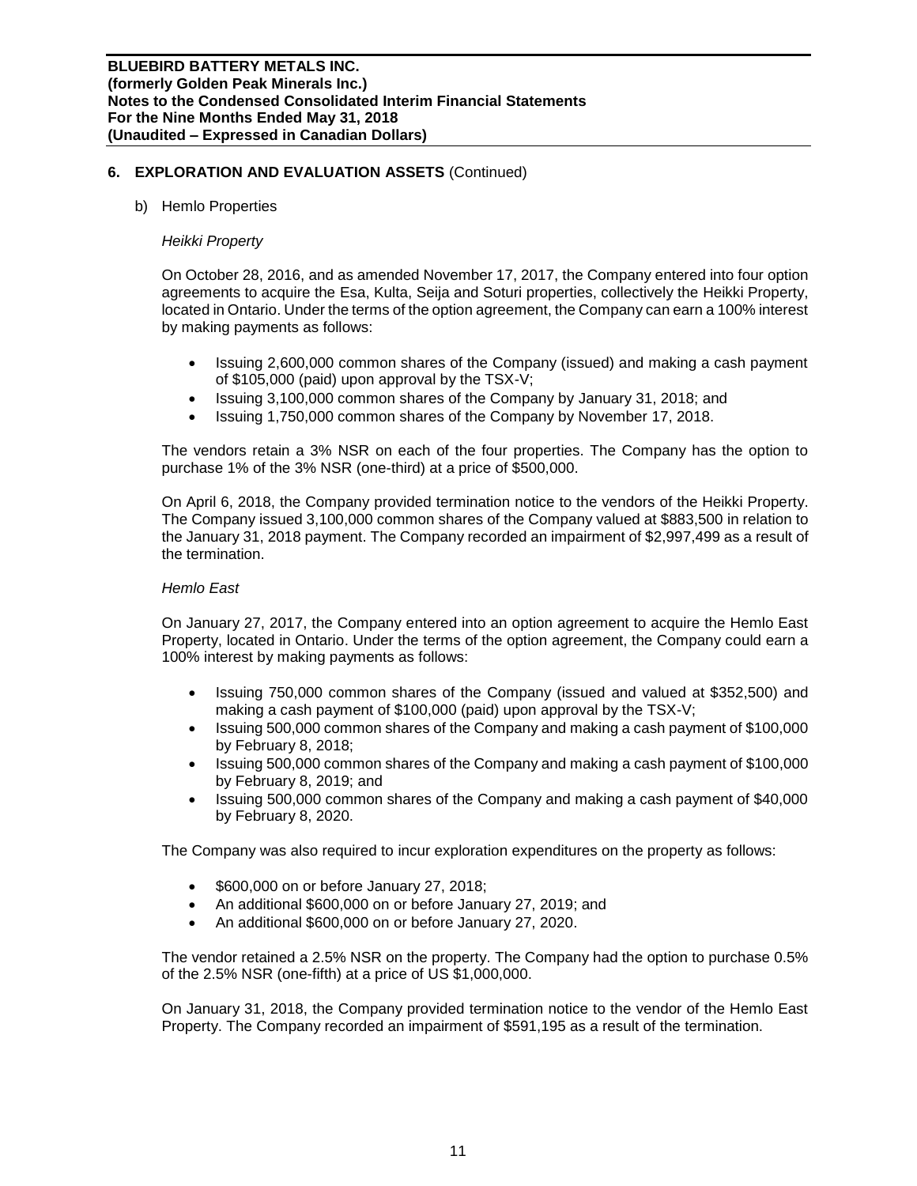## 6. EXPLORATION AND EVALUATION ASSETS (Continued)

b) Hemlo Properties

*Heikki Property*

On October 28, 2016, and as amended November 17, 2017, the Company entered into four option agreements to acquire the Esa, Kulta, Seija and Soturi properties, collectively the Heikki Property, located in Ontario. Under the terms of the option agreement, the Company can earn a 100% interest by making payments as follows:

- Issuing 2,600,000 common shares of the Company (issued) and making a cash payment of $105,000 (paid) upon approval by the TSX-V;
- Issuing 3,100,000 common shares of the Company by January 31, 2018; and
- Issuing 1,750,000 common shares of the Company by November 17, 2018.

The vendors retain a 3% NSR on each of the four properties. The Company has the option to purchase 1% of the 3% NSR (one-third) at a price of $500,000.

On April 6, 2018, the Company provided termination notice to the vendors of the Heikki Property. The Company issued 3,100,000 common shares of the Company valued at $883,500 in relation to the January 31, 2018 payment. The Company recorded an impairment of $2,997,499 as a result of the termination.

*Hemlo East*

On January 27, 2017, the Company entered into an option agreement to acquire the Hemlo East Property, located in Ontario. Under the terms of the option agreement, the Company could earn a 100% interest by making payments as follows:

- Issuing 750,000 common shares of the Company (issued and valued at $352,500) and making a cash payment of $100,000 (paid) upon approval by the TSX-V;
- Issuing 500,000 common shares of the Company and making a cash payment of $100,000 by February 8, 2018;
- Issuing 500,000 common shares of the Company and making a cash payment of $100,000 by February 8, 2019; and
- Issuing 500,000 common shares of the Company and making a cash payment of $40,000 by February 8, 2020.

The Company was also required to incur exploration expenditures on the property as follows:

- $600,000 on or before January 27, 2018;
- An additional $600,000 on or before January 27, 2019; and
- An additional $600,000 on or before January 27, 2020.

The vendor retained a 2.5% NSR on the property. The Company had the option to purchase 0.5% of the 2.5% NSR (one-fifth) at a price of US $1,000,000.

On January 31, 2018, the Company provided termination notice to the vendor of the Hemlo East Property. The Company recorded an impairment of $591,195 as a result of the termination.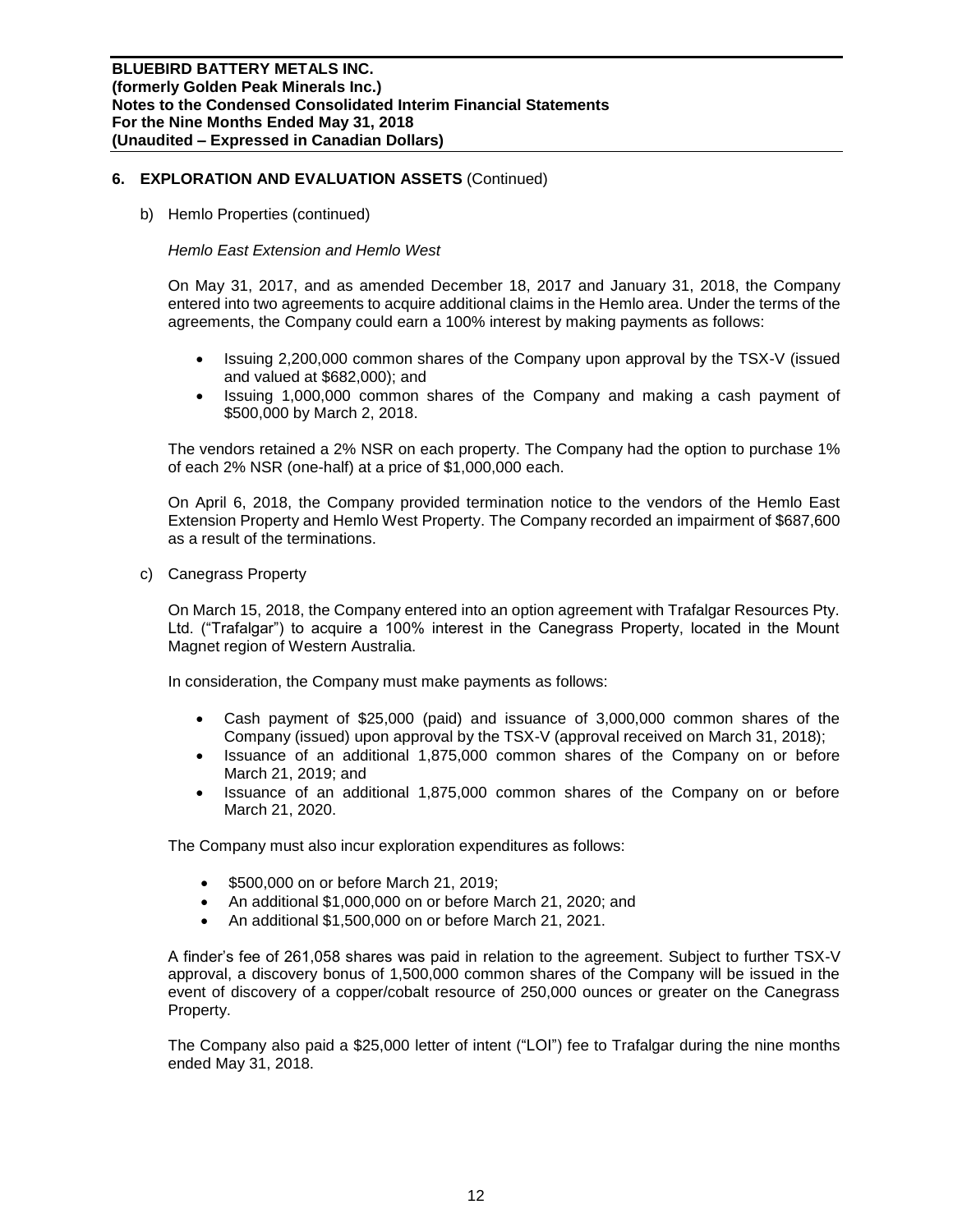## 6. EXPLORATION AND EVALUATION ASSETS (Continued)

b) Hemlo Properties (continued)

*Hemlo East Extension and Hemlo West*

On May 31, 2017, and as amended December 18, 2017 and January 31, 2018, the Company entered into two agreements to acquire additional claims in the Hemlo area. Under the terms of the agreements, the Company could earn a 100% interest by making payments as follows:

- Issuing 2,200,000 common shares of the Company upon approval by the TSX-V (issued and valued at $682,000); and
- Issuing 1,000,000 common shares of the Company and making a cash payment of $500,000 by March 2, 2018.

The vendors retained a 2% NSR on each property. The Company had the option to purchase 1% of each 2% NSR (one-half) at a price of $1,000,000 each.

On April 6, 2018, the Company provided termination notice to the vendors of the Hemlo East Extension Property and Hemlo West Property. The Company recorded an impairment of $687,600 as a result of the terminations.

c) Canegrass Property

On March 15, 2018, the Company entered into an option agreement with Trafalgar Resources Pty. Ltd. ("Trafalgar") to acquire a 100% interest in the Canegrass Property, located in the Mount Magnet region of Western Australia.

In consideration, the Company must make payments as follows:

- Cash payment of $25,000 (paid) and issuance of 3,000,000 common shares of the Company (issued) upon approval by the TSX-V (approval received on March 31, 2018);
- Issuance of an additional 1,875,000 common shares of the Company on or before March 21, 2019; and
- Issuance of an additional 1,875,000 common shares of the Company on or before March 21, 2020.

The Company must also incur exploration expenditures as follows:

- $500,000 on or before March 21, 2019;
- An additional $1,000,000 on or before March 21, 2020; and
- An additional $1,500,000 on or before March 21, 2021.

A finder's fee of 261,058 shares was paid in relation to the agreement. Subject to further TSX-V approval, a discovery bonus of 1,500,000 common shares of the Company will be issued in the event of discovery of a copper/cobalt resource of 250,000 ounces or greater on the Canegrass Property.

The Company also paid a $25,000 letter of intent ("LOI") fee to Trafalgar during the nine months ended May 31, 2018.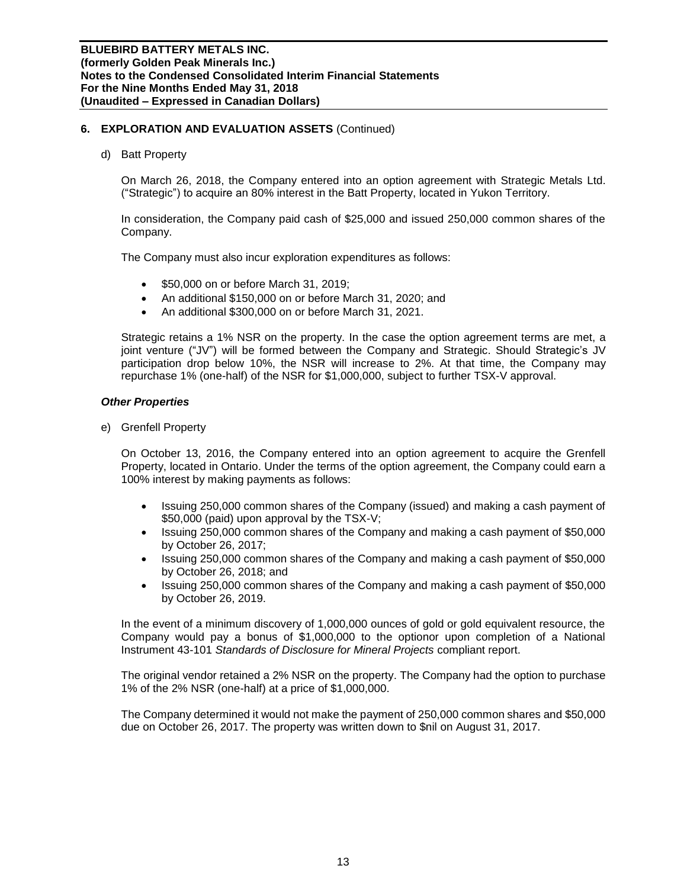## 6. EXPLORATION AND EVALUATION ASSETS (Continued)

d) Batt Property

On March 26, 2018, the Company entered into an option agreement with Strategic Metals Ltd. ("Strategic") to acquire an 80% interest in the Batt Property, located in Yukon Territory.

In consideration, the Company paid cash of $25,000 and issued 250,000 common shares of the Company.

The Company must also incur exploration expenditures as follows:

- $50,000 on or before March 31, 2019;
- An additional $150,000 on or before March 31, 2020; and
- An additional $300,000 on or before March 31, 2021.

Strategic retains a 1% NSR on the property. In the case the option agreement terms are met, a joint venture ("JV") will be formed between the Company and Strategic. Should Strategic's JV participation drop below 10%, the NSR will increase to 2%. At that time, the Company may repurchase 1% (one-half) of the NSR for $1,000,000, subject to further TSX-V approval.

### *Other Properties*

e) Grenfell Property

On October 13, 2016, the Company entered into an option agreement to acquire the Grenfell Property, located in Ontario. Under the terms of the option agreement, the Company could earn a 100% interest by making payments as follows:

- Issuing 250,000 common shares of the Company (issued) and making a cash payment of $50,000 (paid) upon approval by the TSX-V;
- Issuing 250,000 common shares of the Company and making a cash payment of $50,000 by October 26, 2017;
- Issuing 250,000 common shares of the Company and making a cash payment of $50,000 by October 26, 2018; and
- Issuing 250,000 common shares of the Company and making a cash payment of $50,000 by October 26, 2019.

In the event of a minimum discovery of 1,000,000 ounces of gold or gold equivalent resource, the Company would pay a bonus of $1,000,000 to the optionor upon completion of a National Instrument 43-101 *Standards of Disclosure for Mineral Projects* compliant report.

The original vendor retained a 2% NSR on the property. The Company had the option to purchase 1% of the 2% NSR (one-half) at a price of $1,000,000.

The Company determined it would not make the payment of 250,000 common shares and $50,000 due on October 26, 2017. The property was written down to $nil on August 31, 2017.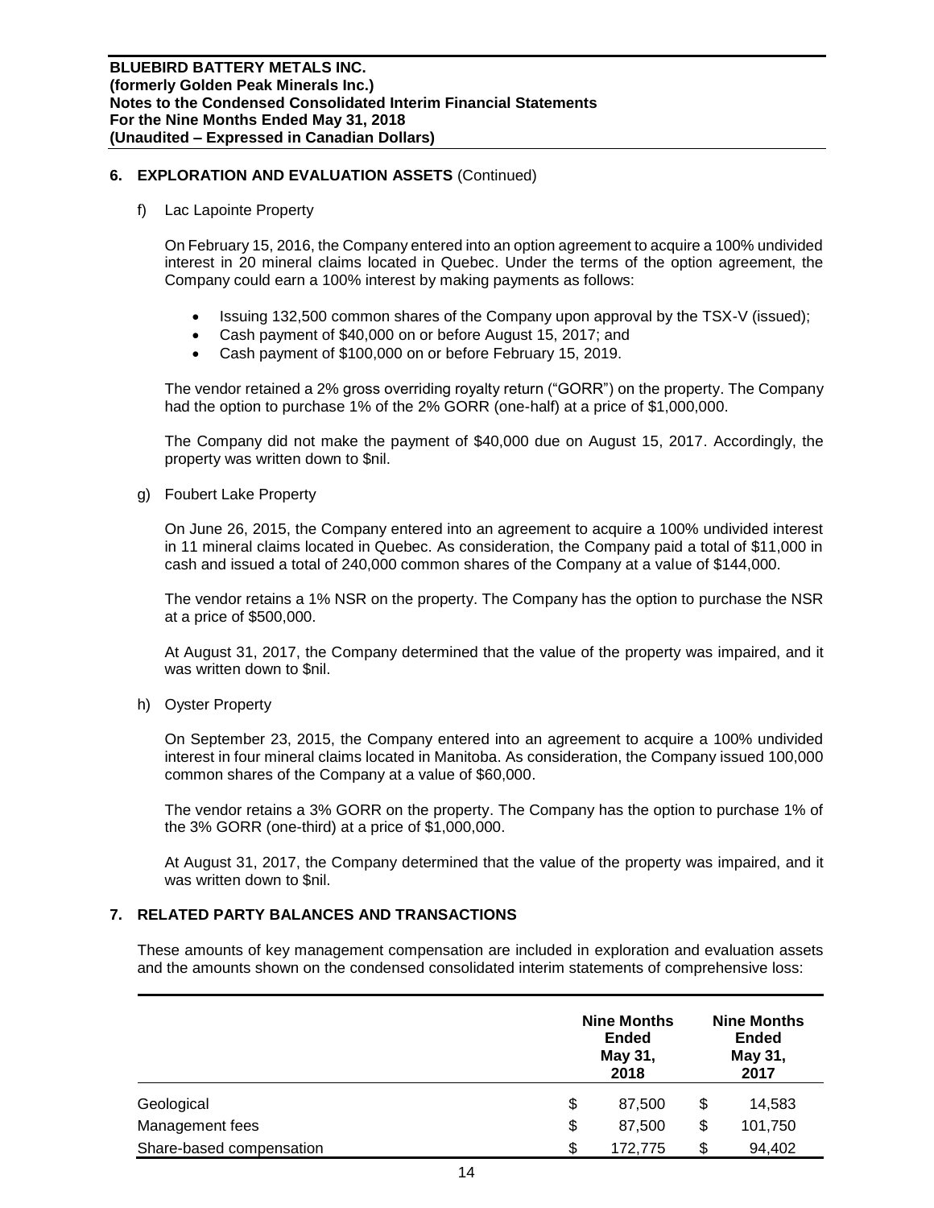## 6. EXPLORATION AND EVALUATION ASSETS (Continued)

f) Lac Lapointe Property

On February 15, 2016, the Company entered into an option agreement to acquire a 100% undivided interest in 20 mineral claims located in Quebec. Under the terms of the option agreement, the Company could earn a 100% interest by making payments as follows:

- Issuing 132,500 common shares of the Company upon approval by the TSX-V (issued);
- Cash payment of $40,000 on or before August 15, 2017; and
- Cash payment of $100,000 on or before February 15, 2019.

The vendor retained a 2% gross overriding royalty return ("GORR") on the property. The Company had the option to purchase 1% of the 2% GORR (one-half) at a price of $1,000,000.

The Company did not make the payment of $40,000 due on August 15, 2017. Accordingly, the property was written down to $nil.

g) Foubert Lake Property

On June 26, 2015, the Company entered into an agreement to acquire a 100% undivided interest in 11 mineral claims located in Quebec. As consideration, the Company paid a total of $11,000 in cash and issued a total of 240,000 common shares of the Company at a value of $144,000.

The vendor retains a 1% NSR on the property. The Company has the option to purchase the NSR at a price of $500,000.

At August 31, 2017, the Company determined that the value of the property was impaired, and it was written down to $nil.

h) Oyster Property

On September 23, 2015, the Company entered into an agreement to acquire a 100% undivided interest in four mineral claims located in Manitoba. As consideration, the Company issued 100,000 common shares of the Company at a value of $60,000.

The vendor retains a 3% GORR on the property. The Company has the option to purchase 1% of the 3% GORR (one-third) at a price of $1,000,000.

At August 31, 2017, the Company determined that the value of the property was impaired, and it was written down to $nil.

## 7. RELATED PARTY BALANCES AND TRANSACTIONS

These amounts of key management compensation are included in exploration and evaluation assets and the amounts shown on the condensed consolidated interim statements of comprehensive loss:

| | Nine Months Ended May 31, 2018 | Nine Months Ended May 31, 2017 |
|---|---|---|
| Geological | $ 87,500 | $ 14,583 |
| Management fees | $ 87,500 | $ 101,750 |
| Share-based compensation | $ 172,775 | $ 94,402 |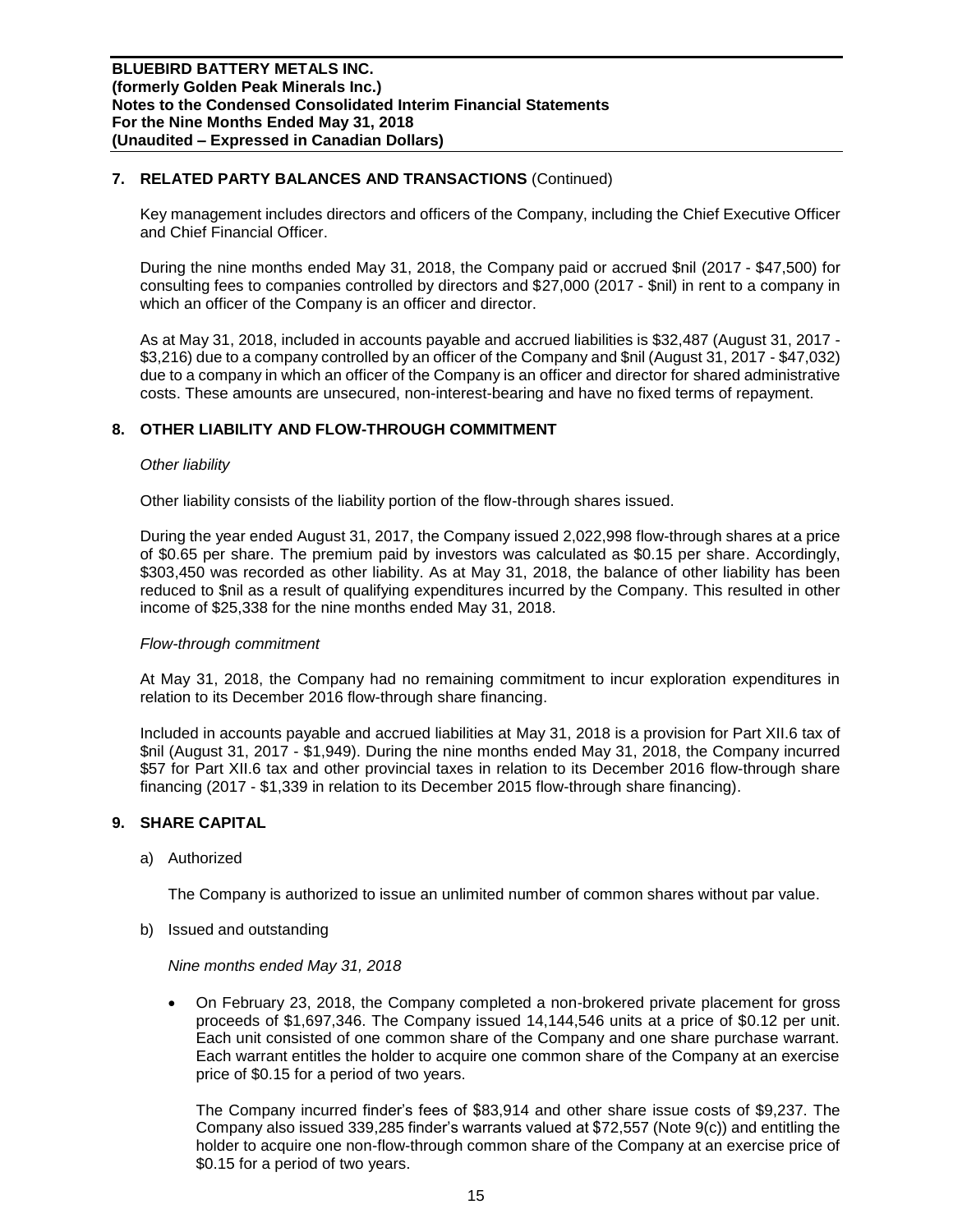## 7. RELATED PARTY BALANCES AND TRANSACTIONS (Continued)

Key management includes directors and officers of the Company, including the Chief Executive Officer and Chief Financial Officer.

During the nine months ended May 31, 2018, the Company paid or accrued $nil (2017 - $47,500) for consulting fees to companies controlled by directors and $27,000 (2017 - $nil) in rent to a company in which an officer of the Company is an officer and director.

As at May 31, 2018, included in accounts payable and accrued liabilities is $32,487 (August 31, 2017 - $3,216) due to a company controlled by an officer of the Company and $nil (August 31, 2017 - $47,032) due to a company in which an officer of the Company is an officer and director for shared administrative costs. These amounts are unsecured, non-interest-bearing and have no fixed terms of repayment.

## 8. OTHER LIABILITY AND FLOW-THROUGH COMMITMENT

*Other liability*

Other liability consists of the liability portion of the flow-through shares issued.

During the year ended August 31, 2017, the Company issued 2,022,998 flow-through shares at a price of $0.65 per share. The premium paid by investors was calculated as $0.15 per share. Accordingly, $303,450 was recorded as other liability. As at May 31, 2018, the balance of other liability has been reduced to $nil as a result of qualifying expenditures incurred by the Company. This resulted in other income of $25,338 for the nine months ended May 31, 2018.

*Flow-through commitment*

At May 31, 2018, the Company had no remaining commitment to incur exploration expenditures in relation to its December 2016 flow-through share financing.

Included in accounts payable and accrued liabilities at May 31, 2018 is a provision for Part XII.6 tax of $nil (August 31, 2017 - $1,949). During the nine months ended May 31, 2018, the Company incurred $57 for Part XII.6 tax and other provincial taxes in relation to its December 2016 flow-through share financing (2017 - $1,339 in relation to its December 2015 flow-through share financing).

## 9. SHARE CAPITAL

a) Authorized

The Company is authorized to issue an unlimited number of common shares without par value.

b) Issued and outstanding

*Nine months ended May 31, 2018*

- On February 23, 2018, the Company completed a non-brokered private placement for gross proceeds of $1,697,346. The Company issued 14,144,546 units at a price of $0.12 per unit. Each unit consisted of one common share of the Company and one share purchase warrant. Each warrant entitles the holder to acquire one common share of the Company at an exercise price of $0.15 for a period of two years.

  The Company incurred finder's fees of $83,914 and other share issue costs of $9,237. The Company also issued 339,285 finder's warrants valued at $72,557 (Note 9(c)) and entitling the holder to acquire one non-flow-through common share of the Company at an exercise price of $0.15 for a period of two years.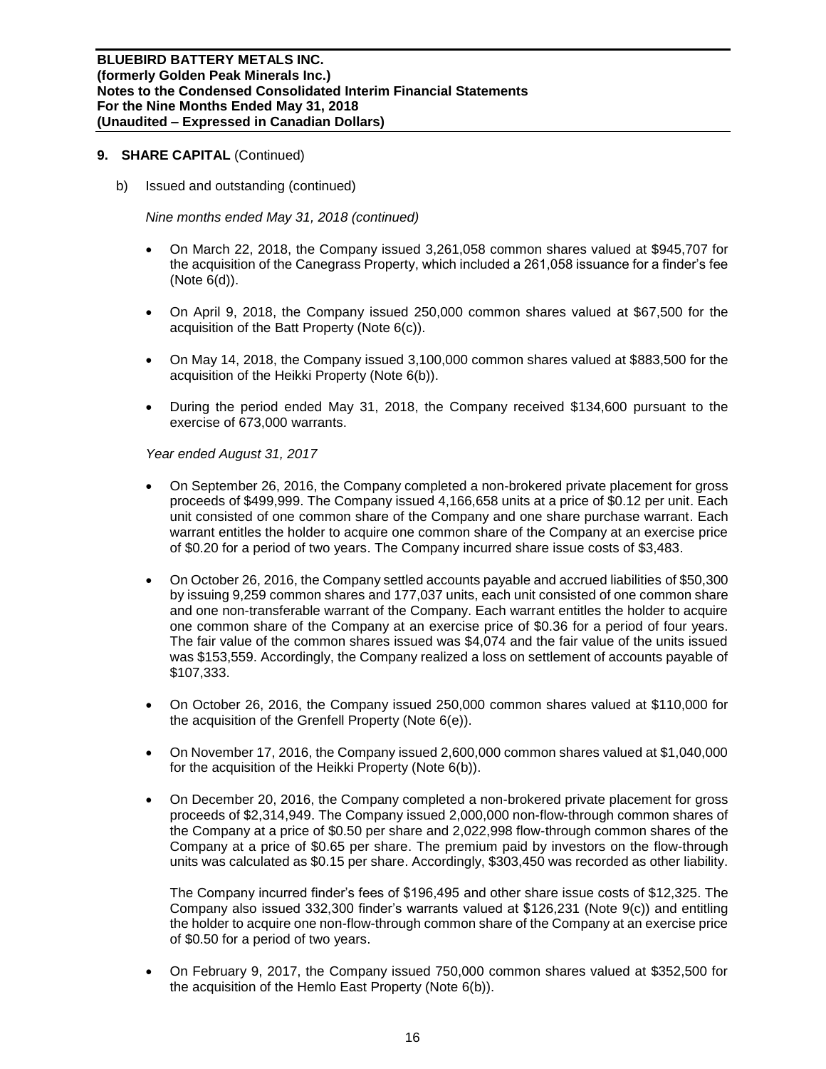## 9. SHARE CAPITAL (Continued)

b) Issued and outstanding (continued)

*Nine months ended May 31, 2018 (continued)*

- On March 22, 2018, the Company issued 3,261,058 common shares valued at $945,707 for the acquisition of the Canegrass Property, which included a 261,058 issuance for a finder's fee (Note 6(d)).
- On April 9, 2018, the Company issued 250,000 common shares valued at $67,500 for the acquisition of the Batt Property (Note 6(c)).
- On May 14, 2018, the Company issued 3,100,000 common shares valued at $883,500 for the acquisition of the Heikki Property (Note 6(b)).
- During the period ended May 31, 2018, the Company received $134,600 pursuant to the exercise of 673,000 warrants.

*Year ended August 31, 2017*

- On September 26, 2016, the Company completed a non-brokered private placement for gross proceeds of $499,999. The Company issued 4,166,658 units at a price of $0.12 per unit. Each unit consisted of one common share of the Company and one share purchase warrant. Each warrant entitles the holder to acquire one common share of the Company at an exercise price of $0.20 for a period of two years. The Company incurred share issue costs of $3,483.
- On October 26, 2016, the Company settled accounts payable and accrued liabilities of $50,300 by issuing 9,259 common shares and 177,037 units, each unit consisted of one common share and one non-transferable warrant of the Company. Each warrant entitles the holder to acquire one common share of the Company at an exercise price of $0.36 for a period of four years. The fair value of the common shares issued was $4,074 and the fair value of the units issued was $153,559. Accordingly, the Company realized a loss on settlement of accounts payable of $107,333.
- On October 26, 2016, the Company issued 250,000 common shares valued at $110,000 for the acquisition of the Grenfell Property (Note 6(e)).
- On November 17, 2016, the Company issued 2,600,000 common shares valued at $1,040,000 for the acquisition of the Heikki Property (Note 6(b)).
- On December 20, 2016, the Company completed a non-brokered private placement for gross proceeds of $2,314,949. The Company issued 2,000,000 non-flow-through common shares of the Company at a price of $0.50 per share and 2,022,998 flow-through common shares of the Company at a price of $0.65 per share. The premium paid by investors on the flow-through units was calculated as $0.15 per share. Accordingly, $303,450 was recorded as other liability.

  The Company incurred finder's fees of $196,495 and other share issue costs of $12,325. The Company also issued 332,300 finder's warrants valued at $126,231 (Note 9(c)) and entitling the holder to acquire one non-flow-through common share of the Company at an exercise price of $0.50 for a period of two years.

- On February 9, 2017, the Company issued 750,000 common shares valued at $352,500 for the acquisition of the Hemlo East Property (Note 6(b)).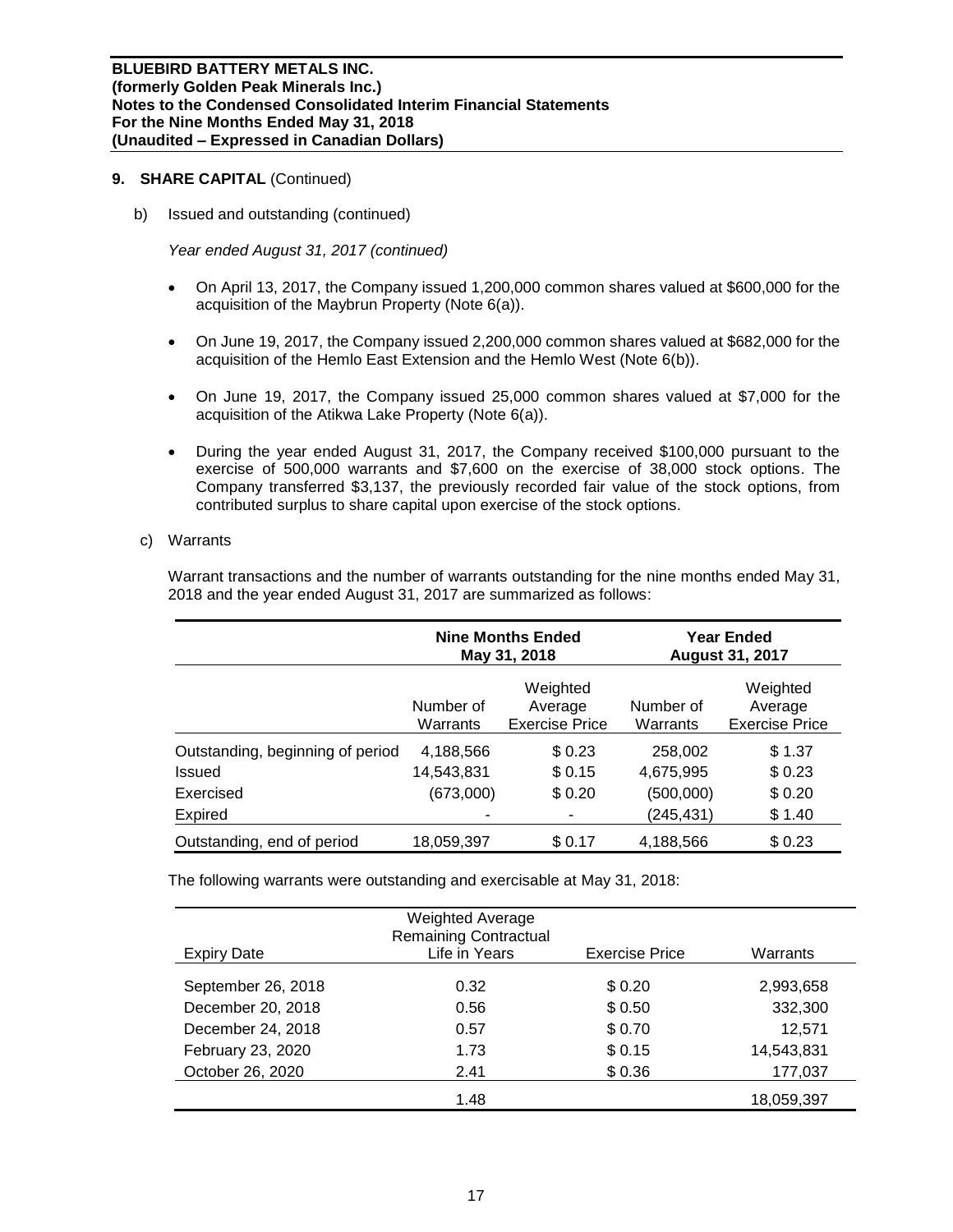## 9. SHARE CAPITAL (Continued)

b) Issued and outstanding (continued)

*Year ended August 31, 2017 (continued)*

- On April 13, 2017, the Company issued 1,200,000 common shares valued at $600,000 for the acquisition of the Maybrun Property (Note 6(a)).
- On June 19, 2017, the Company issued 2,200,000 common shares valued at $682,000 for the acquisition of the Hemlo East Extension and the Hemlo West (Note 6(b)).
- On June 19, 2017, the Company issued 25,000 common shares valued at $7,000 for the acquisition of the Atikwa Lake Property (Note 6(a)).
- During the year ended August 31, 2017, the Company received $100,000 pursuant to the exercise of 500,000 warrants and $7,600 on the exercise of 38,000 stock options. The Company transferred $3,137, the previously recorded fair value of the stock options, from contributed surplus to share capital upon exercise of the stock options.

c) Warrants

Warrant transactions and the number of warrants outstanding for the nine months ended May 31, 2018 and the year ended August 31, 2017 are summarized as follows:

| | Nine Months Ended May 31, 2018 | | Year Ended August 31, 2017 | |
|---|---|---|---|---|
| | Number of Warrants | Weighted Average Exercise Price | Number of Warrants | Weighted Average Exercise Price |
| Outstanding, beginning of period | 4,188,566 | $ 0.23 | 258,002 | $ 1.37 |
| Issued | 14,543,831 | $ 0.15 | 4,675,995 | $ 0.23 |
| Exercised | (673,000) | $ 0.20 | (500,000) | $ 0.20 |
| Expired | - | - | (245,431) | $ 1.40 |
| Outstanding, end of period | 18,059,397 | $ 0.17 | 4,188,566 | $ 0.23 |

The following warrants were outstanding and exercisable at May 31, 2018:

| Expiry Date | Weighted Average Remaining Contractual Life in Years | Exercise Price | Warrants |
|---|---|---|---|
| September 26, 2018 | 0.32 | $ 0.20 | 2,993,658 |
| December 20, 2018 | 0.56 | $ 0.50 | 332,300 |
| December 24, 2018 | 0.57 | $ 0.70 | 12,571 |
| February 23, 2020 | 1.73 | $ 0.15 | 14,543,831 |
| October 26, 2020 | 2.41 | $ 0.36 | 177,037 |
| | 1.48 | | 18,059,397 |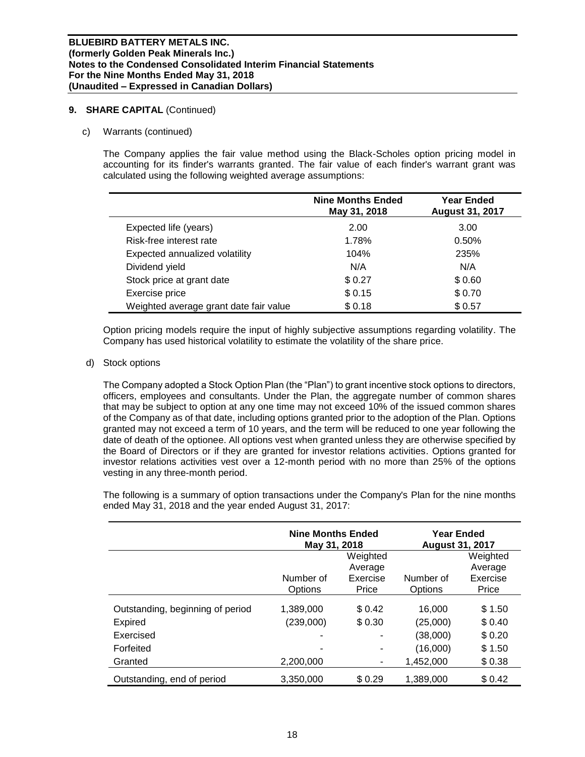## 9. SHARE CAPITAL (Continued)

c) Warrants (continued)

The Company applies the fair value method using the Black-Scholes option pricing model in accounting for its finder's warrants granted. The fair value of each finder's warrant grant was calculated using the following weighted average assumptions:

| | Nine Months Ended May 31, 2018 | Year Ended August 31, 2017 |
|---|---|---|
| Expected life (years) | 2.00 | 3.00 |
| Risk-free interest rate | 1.78% | 0.50% |
| Expected annualized volatility | 104% | 235% |
| Dividend yield | N/A | N/A |
| Stock price at grant date | $ 0.27 | $ 0.60 |
| Exercise price | $ 0.15 | $ 0.70 |
| Weighted average grant date fair value | $ 0.18 | $ 0.57 |

Option pricing models require the input of highly subjective assumptions regarding volatility. The Company has used historical volatility to estimate the volatility of the share price.

d) Stock options

The Company adopted a Stock Option Plan (the "Plan") to grant incentive stock options to directors, officers, employees and consultants. Under the Plan, the aggregate number of common shares that may be subject to option at any one time may not exceed 10% of the issued common shares of the Company as of that date, including options granted prior to the adoption of the Plan. Options granted may not exceed a term of 10 years, and the term will be reduced to one year following the date of death of the optionee. All options vest when granted unless they are otherwise specified by the Board of Directors or if they are granted for investor relations activities. Options granted for investor relations activities vest over a 12-month period with no more than 25% of the options vesting in any three-month period.

The following is a summary of option transactions under the Company's Plan for the nine months ended May 31, 2018 and the year ended August 31, 2017:

| | Nine Months Ended May 31, 2018 | | Year Ended August 31, 2017 | |
|---|---|---|---|---|
| | Number of Options | Weighted Average Exercise Price | Number of Options | Weighted Average Exercise Price |
| Outstanding, beginning of period | 1,389,000 | $ 0.42 | 16,000 | $ 1.50 |
| Expired | (239,000) | $ 0.30 | (25,000) | $ 0.40 |
| Exercised | - | - | (38,000) | $ 0.20 |
| Forfeited | - | - | (16,000) | $ 1.50 |
| Granted | 2,200,000 | - | 1,452,000 | $ 0.38 |
| Outstanding, end of period | 3,350,000 | $ 0.29 | 1,389,000 | $ 0.42 |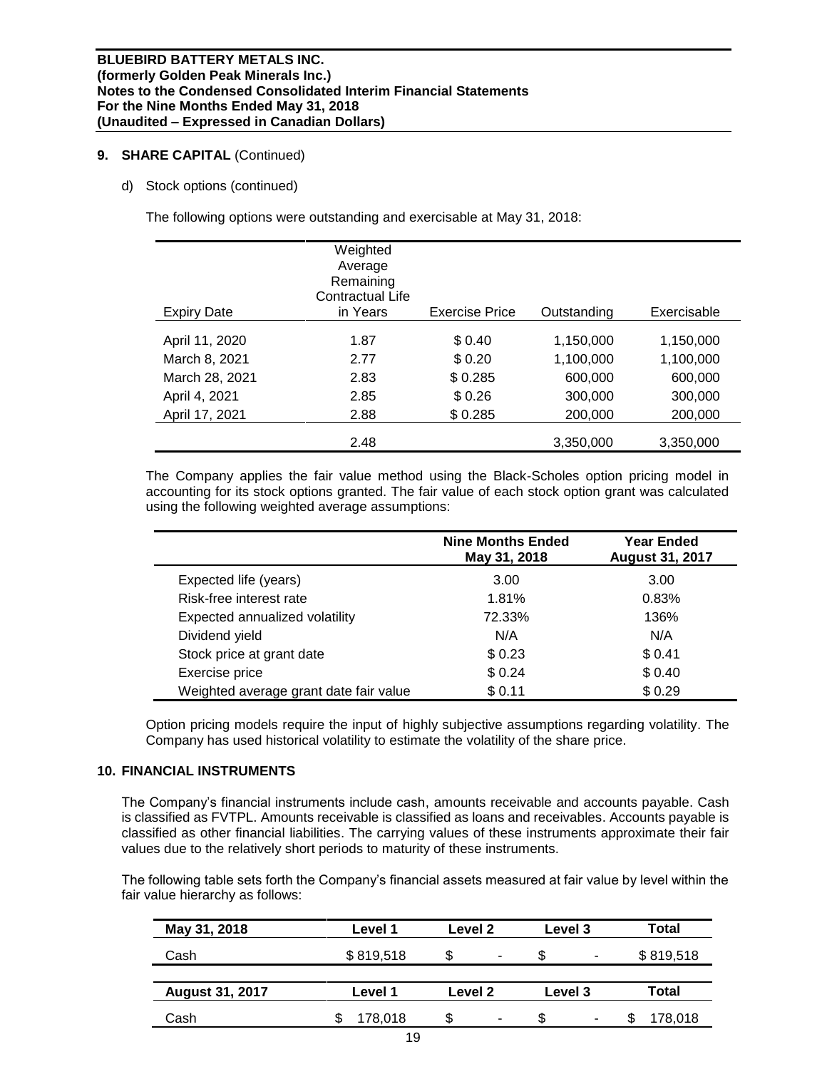## 9. SHARE CAPITAL (Continued)

d) Stock options (continued)

The following options were outstanding and exercisable at May 31, 2018:

| Expiry Date | Weighted Average Remaining Contractual Life in Years | Exercise Price | Outstanding | Exercisable |
|---|---|---|---|---|
| April 11, 2020 | 1.87 | $ 0.40 | 1,150,000 | 1,150,000 |
| March 8, 2021 | 2.77 | $ 0.20 | 1,100,000 | 1,100,000 |
| March 28, 2021 | 2.83 | $ 0.285 | 600,000 | 600,000 |
| April 4, 2021 | 2.85 | $ 0.26 | 300,000 | 300,000 |
| April 17, 2021 | 2.88 | $ 0.285 | 200,000 | 200,000 |
| | 2.48 | | 3,350,000 | 3,350,000 |

The Company applies the fair value method using the Black-Scholes option pricing model in accounting for its stock options granted. The fair value of each stock option grant was calculated using the following weighted average assumptions:

| | Nine Months Ended May 31, 2018 | Year Ended August 31, 2017 |
|---|---|---|
| Expected life (years) | 3.00 | 3.00 |
| Risk-free interest rate | 1.81% | 0.83% |
| Expected annualized volatility | 72.33% | 136% |
| Dividend yield | N/A | N/A |
| Stock price at grant date | $ 0.23 | $ 0.41 |
| Exercise price | $ 0.24 | $ 0.40 |
| Weighted average grant date fair value | $ 0.11 | $ 0.29 |

Option pricing models require the input of highly subjective assumptions regarding volatility. The Company has used historical volatility to estimate the volatility of the share price.

## 10. FINANCIAL INSTRUMENTS

The Company's financial instruments include cash, amounts receivable and accounts payable. Cash is classified as FVTPL. Amounts receivable is classified as loans and receivables. Accounts payable is classified as other financial liabilities. The carrying values of these instruments approximate their fair values due to the relatively short periods to maturity of these instruments.

The following table sets forth the Company's financial assets measured at fair value by level within the fair value hierarchy as follows:

| May 31, 2018 | Level 1 | Level 2 | Level 3 | Total |
|---|---|---|---|---|
| Cash | $ 819,518 | $ - | $ - | $ 819,518 |

| August 31, 2017 | Level 1 | Level 2 | Level 3 | Total |
|---|---|---|---|---|
| Cash | $ 178,018 | $ - | $ - | $ 178,018 |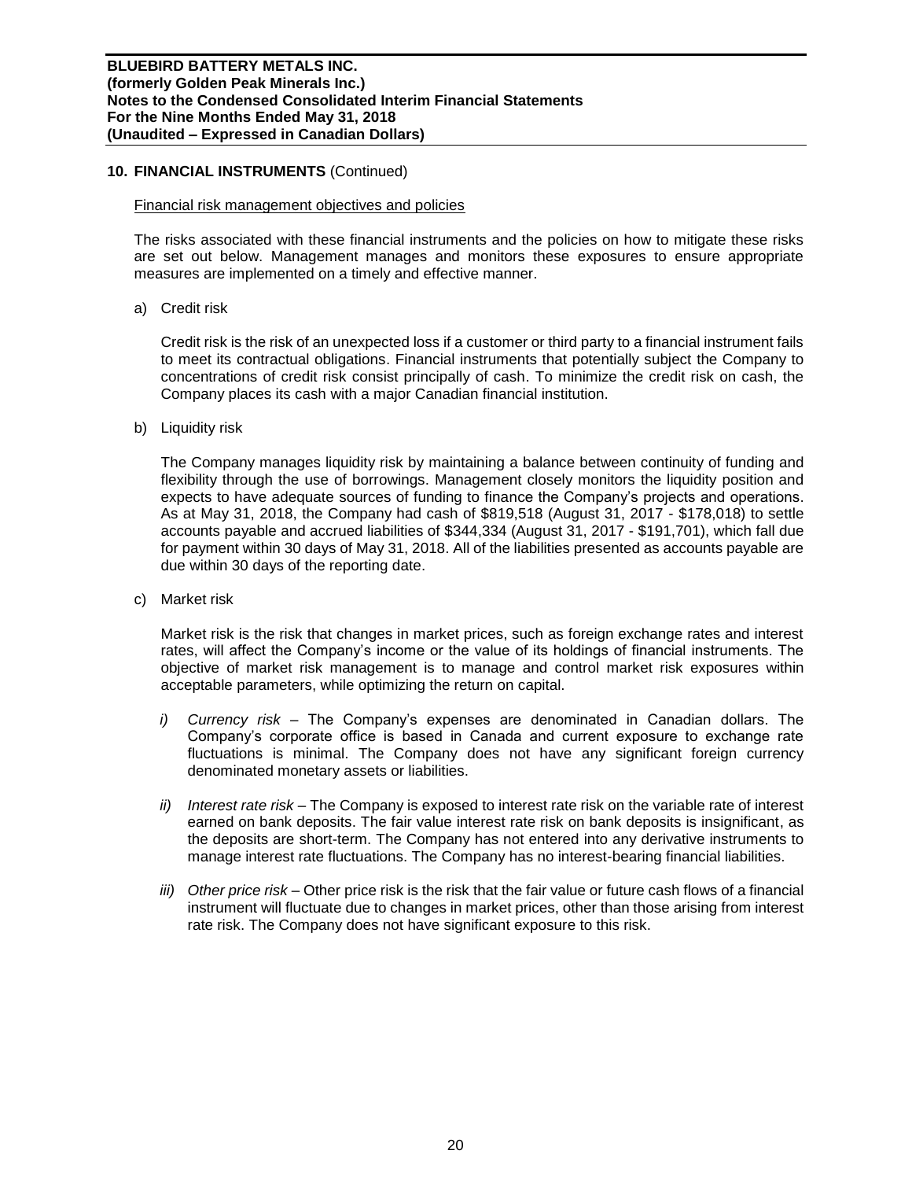## 10. FINANCIAL INSTRUMENTS (Continued)

Financial risk management objectives and policies

The risks associated with these financial instruments and the policies on how to mitigate these risks are set out below. Management manages and monitors these exposures to ensure appropriate measures are implemented on a timely and effective manner.

a) Credit risk

Credit risk is the risk of an unexpected loss if a customer or third party to a financial instrument fails to meet its contractual obligations. Financial instruments that potentially subject the Company to concentrations of credit risk consist principally of cash. To minimize the credit risk on cash, the Company places its cash with a major Canadian financial institution.

b) Liquidity risk

The Company manages liquidity risk by maintaining a balance between continuity of funding and flexibility through the use of borrowings. Management closely monitors the liquidity position and expects to have adequate sources of funding to finance the Company's projects and operations. As at May 31, 2018, the Company had cash of $819,518 (August 31, 2017 - $178,018) to settle accounts payable and accrued liabilities of $344,334 (August 31, 2017 - $191,701), which fall due for payment within 30 days of May 31, 2018. All of the liabilities presented as accounts payable are due within 30 days of the reporting date.

c) Market risk

Market risk is the risk that changes in market prices, such as foreign exchange rates and interest rates, will affect the Company's income or the value of its holdings of financial instruments. The objective of market risk management is to manage and control market risk exposures within acceptable parameters, while optimizing the return on capital.

*i) Currency risk* – The Company's expenses are denominated in Canadian dollars. The Company's corporate office is based in Canada and current exposure to exchange rate fluctuations is minimal. The Company does not have any significant foreign currency denominated monetary assets or liabilities.

*ii) Interest rate risk* – The Company is exposed to interest rate risk on the variable rate of interest earned on bank deposits. The fair value interest rate risk on bank deposits is insignificant, as the deposits are short-term. The Company has not entered into any derivative instruments to manage interest rate fluctuations. The Company has no interest-bearing financial liabilities.

*iii) Other price risk* – Other price risk is the risk that the fair value or future cash flows of a financial instrument will fluctuate due to changes in market prices, other than those arising from interest rate risk. The Company does not have significant exposure to this risk.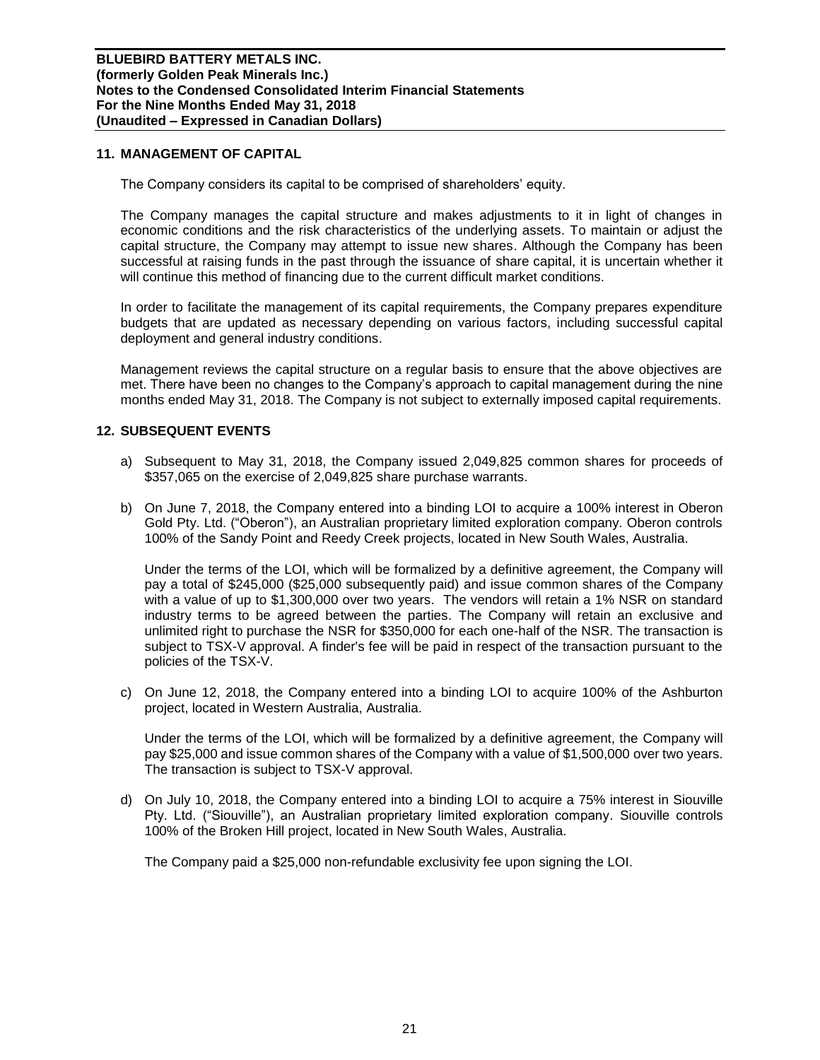## 11. MANAGEMENT OF CAPITAL

The Company considers its capital to be comprised of shareholders' equity.

The Company manages the capital structure and makes adjustments to it in light of changes in economic conditions and the risk characteristics of the underlying assets. To maintain or adjust the capital structure, the Company may attempt to issue new shares. Although the Company has been successful at raising funds in the past through the issuance of share capital, it is uncertain whether it will continue this method of financing due to the current difficult market conditions.

In order to facilitate the management of its capital requirements, the Company prepares expenditure budgets that are updated as necessary depending on various factors, including successful capital deployment and general industry conditions.

Management reviews the capital structure on a regular basis to ensure that the above objectives are met. There have been no changes to the Company's approach to capital management during the nine months ended May 31, 2018. The Company is not subject to externally imposed capital requirements.

## 12. SUBSEQUENT EVENTS

a) Subsequent to May 31, 2018, the Company issued 2,049,825 common shares for proceeds of $357,065 on the exercise of 2,049,825 share purchase warrants.

b) On June 7, 2018, the Company entered into a binding LOI to acquire a 100% interest in Oberon Gold Pty. Ltd. ("Oberon"), an Australian proprietary limited exploration company. Oberon controls 100% of the Sandy Point and Reedy Creek projects, located in New South Wales, Australia.

   Under the terms of the LOI, which will be formalized by a definitive agreement, the Company will pay a total of $245,000 ($25,000 subsequently paid) and issue common shares of the Company with a value of up to $1,300,000 over two years. The vendors will retain a 1% NSR on standard industry terms to be agreed between the parties. The Company will retain an exclusive and unlimited right to purchase the NSR for $350,000 for each one-half of the NSR. The transaction is subject to TSX-V approval. A finder's fee will be paid in respect of the transaction pursuant to the policies of the TSX-V.

c) On June 12, 2018, the Company entered into a binding LOI to acquire 100% of the Ashburton project, located in Western Australia, Australia.

   Under the terms of the LOI, which will be formalized by a definitive agreement, the Company will pay $25,000 and issue common shares of the Company with a value of $1,500,000 over two years. The transaction is subject to TSX-V approval.

d) On July 10, 2018, the Company entered into a binding LOI to acquire a 75% interest in Siouville Pty. Ltd. ("Siouville"), an Australian proprietary limited exploration company. Siouville controls 100% of the Broken Hill project, located in New South Wales, Australia.

   The Company paid a $25,000 non-refundable exclusivity fee upon signing the LOI.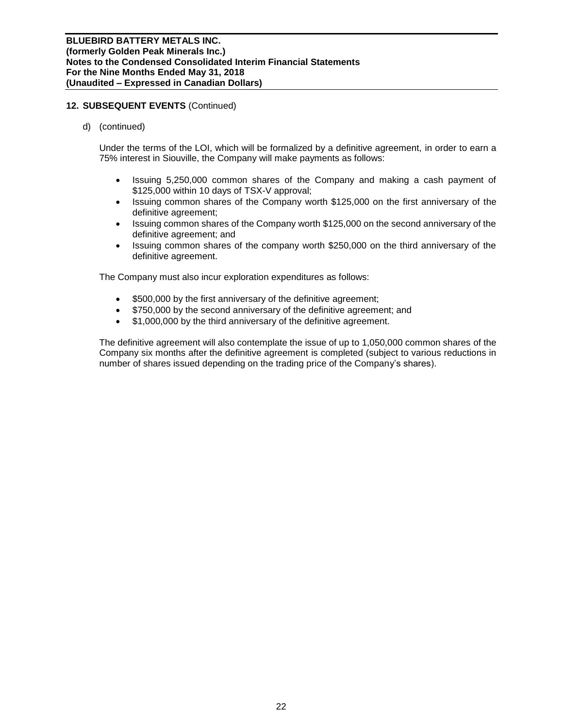## 12. SUBSEQUENT EVENTS (Continued)

d) (continued)

Under the terms of the LOI, which will be formalized by a definitive agreement, in order to earn a 75% interest in Siouville, the Company will make payments as follows:

- Issuing 5,250,000 common shares of the Company and making a cash payment of $125,000 within 10 days of TSX-V approval;
- Issuing common shares of the Company worth $125,000 on the first anniversary of the definitive agreement;
- Issuing common shares of the Company worth $125,000 on the second anniversary of the definitive agreement; and
- Issuing common shares of the company worth $250,000 on the third anniversary of the definitive agreement.

The Company must also incur exploration expenditures as follows:

- $500,000 by the first anniversary of the definitive agreement;
- $750,000 by the second anniversary of the definitive agreement; and
- $1,000,000 by the third anniversary of the definitive agreement.

The definitive agreement will also contemplate the issue of up to 1,050,000 common shares of the Company six months after the definitive agreement is completed (subject to various reductions in number of shares issued depending on the trading price of the Company's shares).